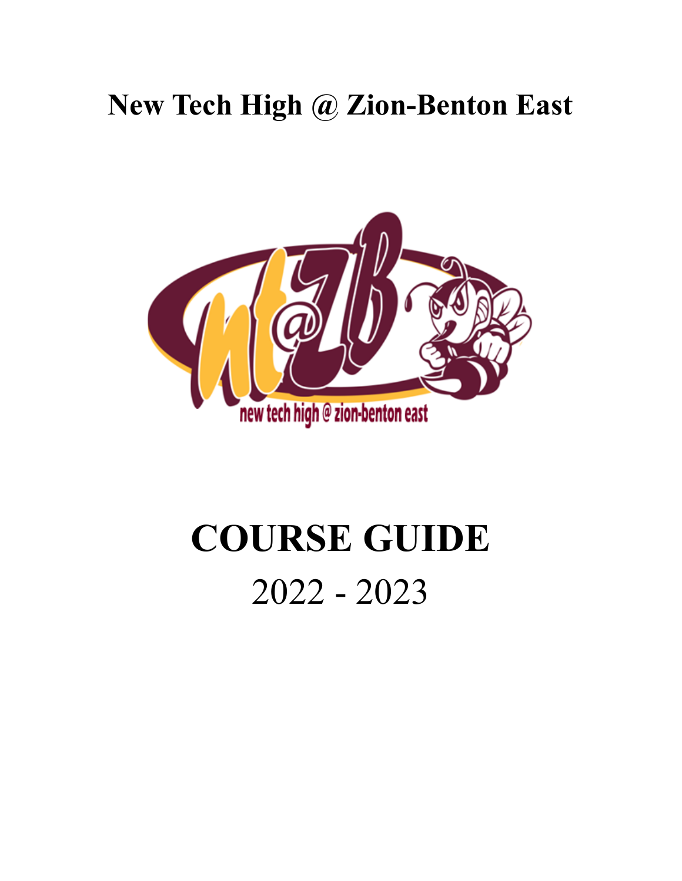# New Tech High @ Zion-Benton East

# COURSE GUIDE

2022 - 2023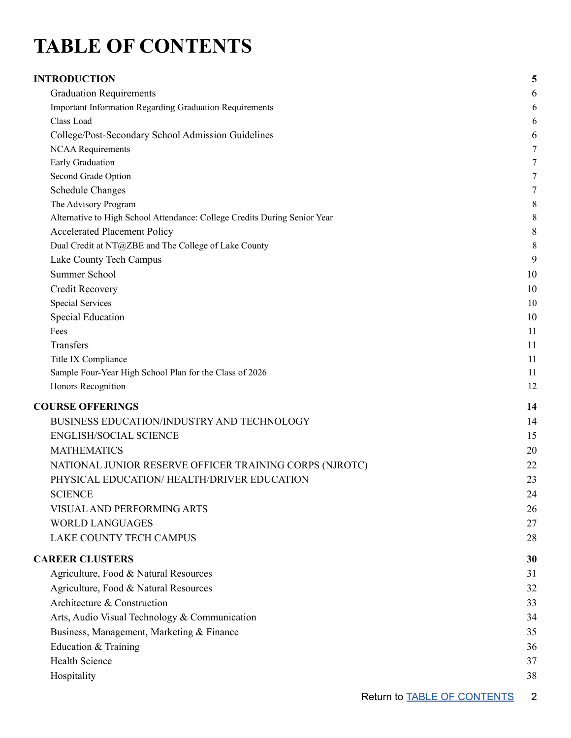# TABLE OF CONTENTS

| | |
|---|---|
| **INTRODUCTION** | **5** |
| Graduation Requirements | 6 |
| Important Information Regarding Graduation Requirements | 6 |
| Class Load | 6 |
| College/Post-Secondary School Admission Guidelines | 6 |
| NCAA Requirements | 7 |
| Early Graduation | 7 |
| Second Grade Option | 7 |
| Schedule Changes | 7 |
| The Advisory Program | 8 |
| Alternative to High School Attendance: College Credits During Senior Year | 8 |
| Accelerated Placement Policy | 8 |
| Dual Credit at NT@ZBE and The College of Lake County | 8 |
| Lake County Tech Campus | 9 |
| Summer School | 10 |
| Credit Recovery | 10 |
| Special Services | 10 |
| Special Education | 10 |
| Fees | 11 |
| Transfers | 11 |
| Title IX Compliance | 11 |
| Sample Four-Year High School Plan for the Class of 2026 | 11 |
| Honors Recognition | 12 |
| **COURSE OFFERINGS** | **14** |
| BUSINESS EDUCATION/INDUSTRY AND TECHNOLOGY | 14 |
| ENGLISH/SOCIAL SCIENCE | 15 |
| MATHEMATICS | 20 |
| NATIONAL JUNIOR RESERVE OFFICER TRAINING CORPS (NJROTC) | 22 |
| PHYSICAL EDUCATION/ HEALTH/DRIVER EDUCATION | 23 |
| SCIENCE | 24 |
| VISUAL AND PERFORMING ARTS | 26 |
| WORLD LANGUAGES | 27 |
| LAKE COUNTY TECH CAMPUS | 28 |
| **CAREER CLUSTERS** | **30** |
| Agriculture, Food & Natural Resources | 31 |
| Agriculture, Food & Natural Resources | 32 |
| Architecture & Construction | 33 |
| Arts, Audio Visual Technology & Communication | 34 |
| Business, Management, Marketing & Finance | 35 |
| Education & Training | 36 |
| Health Science | 37 |
| Hospitality | 38 |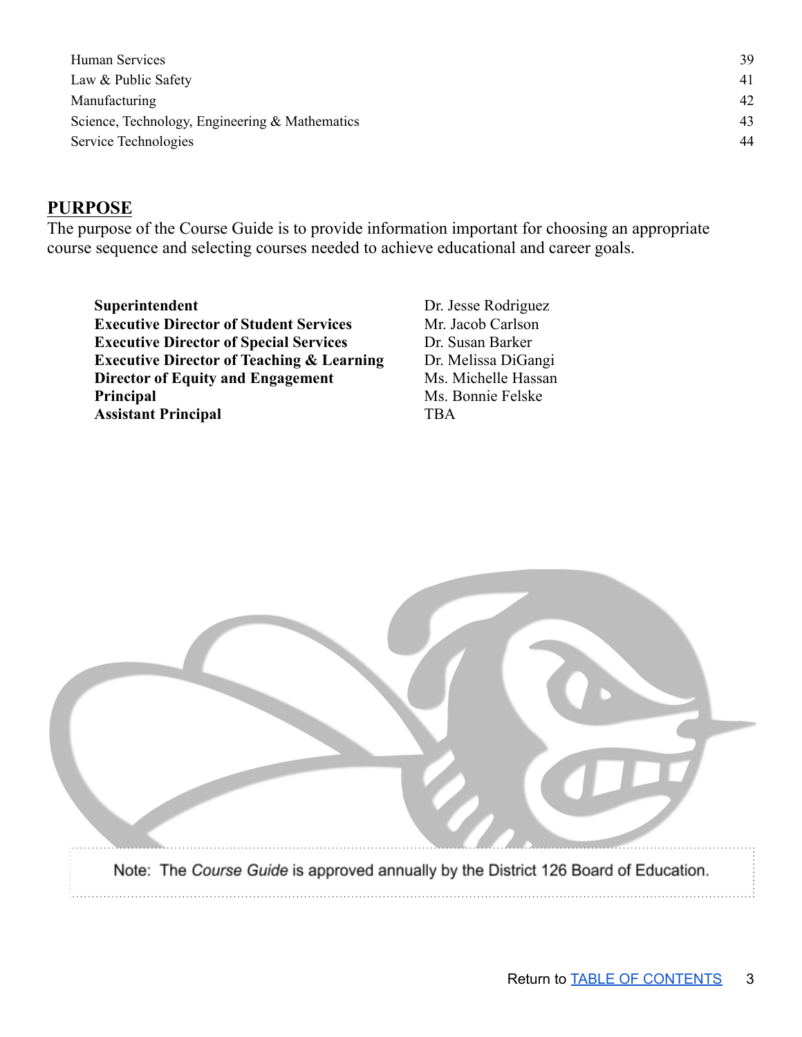| | |
|---|---|
| Human Services | 39 |
| Law & Public Safety | 41 |
| Manufacturing | 42 |
| Science, Technology, Engineering & Mathematics | 43 |
| Service Technologies | 44 |

## PURPOSE

The purpose of the Course Guide is to provide information important for choosing an appropriate course sequence and selecting courses needed to achieve educational and career goals.

| | |
|---|---|
| **Superintendent** | Dr. Jesse Rodriguez |
| **Executive Director of Student Services** | Mr. Jacob Carlson |
| **Executive Director of Special Services** | Dr. Susan Barker |
| **Executive Director of Teaching & Learning** | Dr. Melissa DiGangi |
| **Director of Equity and Engagement** | Ms. Michelle Hassan |
| **Principal** | Ms. Bonnie Felske |
| **Assistant Principal** | TBA |

Note: The *Course Guide* is approved annually by the District 126 Board of Education.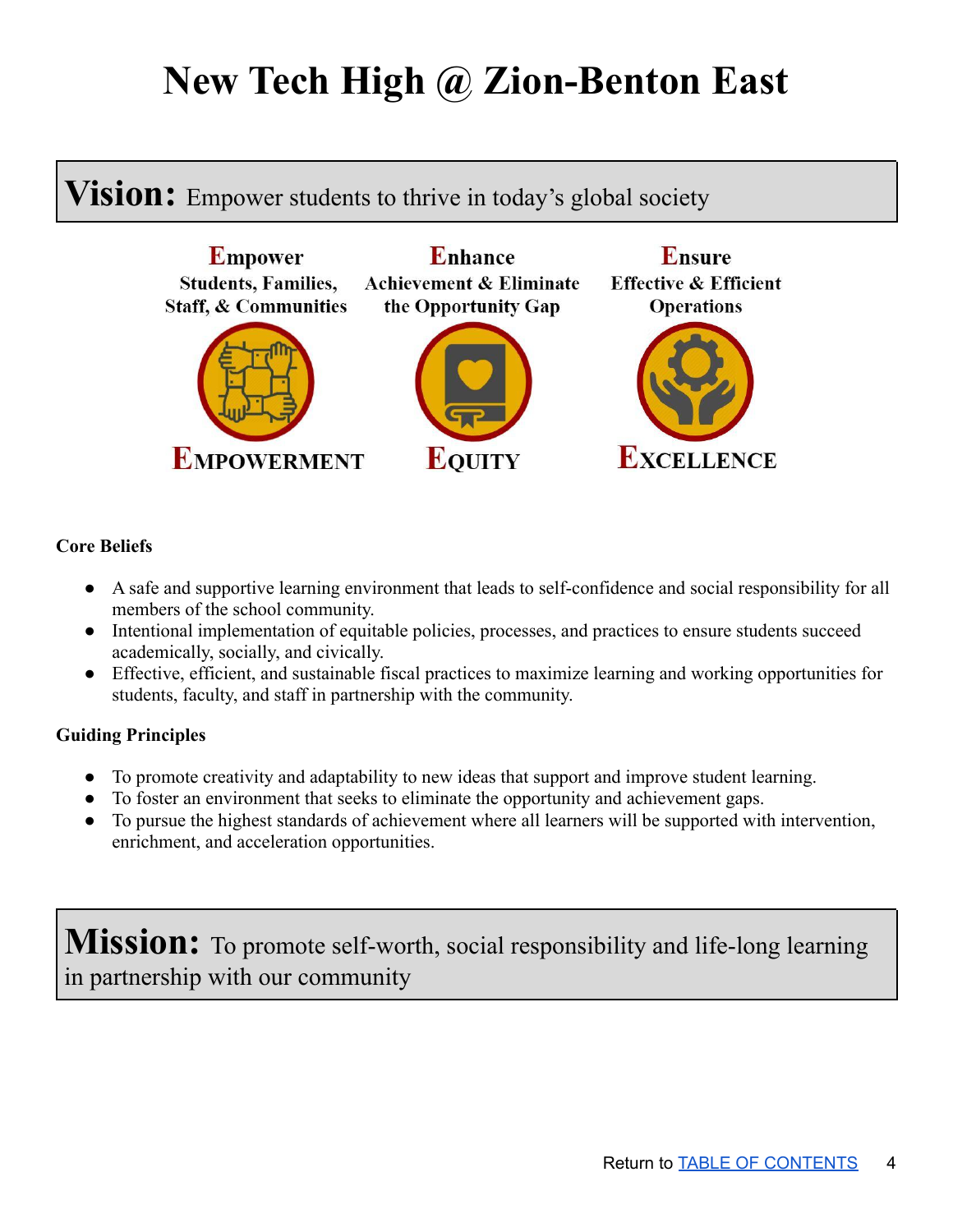# New Tech High @ Zion-Benton East

**Vision:** Empower students to thrive in today's global society

| Empower | Enhance | Ensure |
|---|---|---|
| Students, Families, Staff, & Communities | Achievement & Eliminate the Opportunity Gap | Effective & Efficient Operations |
| EMPOWERMENT | EQUITY | EXCELLENCE |

**Core Beliefs**

- A safe and supportive learning environment that leads to self-confidence and social responsibility for all members of the school community.
- Intentional implementation of equitable policies, processes, and practices to ensure students succeed academically, socially, and civically.
- Effective, efficient, and sustainable fiscal practices to maximize learning and working opportunities for students, faculty, and staff in partnership with the community.

**Guiding Principles**

- To promote creativity and adaptability to new ideas that support and improve student learning.
- To foster an environment that seeks to eliminate the opportunity and achievement gaps.
- To pursue the highest standards of achievement where all learners will be supported with intervention, enrichment, and acceleration opportunities.

**Mission:** To promote self-worth, social responsibility and life-long learning in partnership with our community

Return to TABLE OF CONTENTS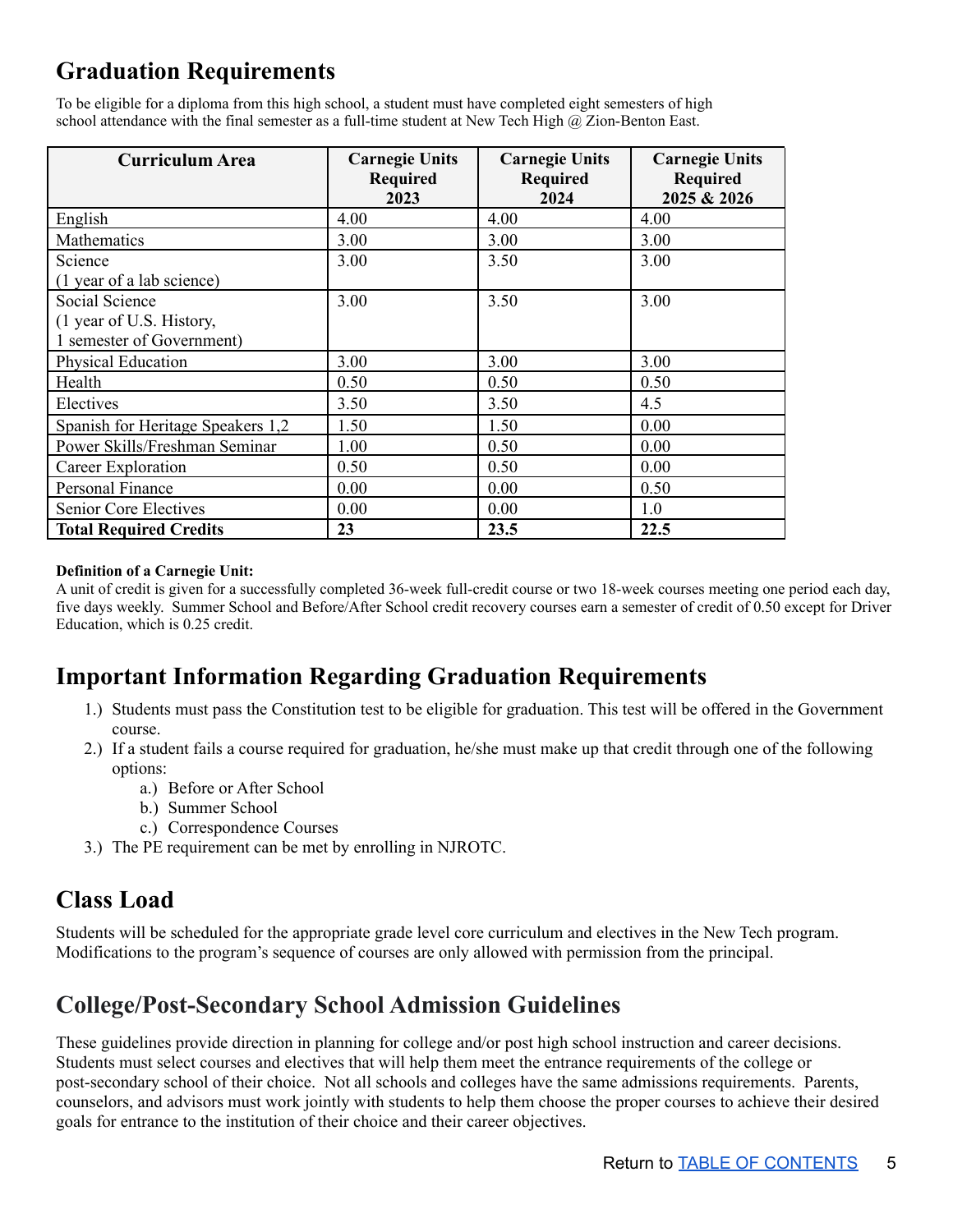## Graduation Requirements

To be eligible for a diploma from this high school, a student must have completed eight semesters of high school attendance with the final semester as a full-time student at New Tech High @ Zion-Benton East.

| Curriculum Area | Carnegie Units Required 2023 | Carnegie Units Required 2024 | Carnegie Units Required 2025 & 2026 |
|---|---|---|---|
| English | 4.00 | 4.00 | 4.00 |
| Mathematics | 3.00 | 3.00 | 3.00 |
| Science (1 year of a lab science) | 3.00 | 3.50 | 3.00 |
| Social Science (1 year of U.S. History, 1 semester of Government) | 3.00 | 3.50 | 3.00 |
| Physical Education | 3.00 | 3.00 | 3.00 |
| Health | 0.50 | 0.50 | 0.50 |
| Electives | 3.50 | 3.50 | 4.5 |
| Spanish for Heritage Speakers 1,2 | 1.50 | 1.50 | 0.00 |
| Power Skills/Freshman Seminar | 1.00 | 0.50 | 0.00 |
| Career Exploration | 0.50 | 0.50 | 0.00 |
| Personal Finance | 0.00 | 0.00 | 0.50 |
| Senior Core Electives | 0.00 | 0.00 | 1.0 |
| **Total Required Credits** | **23** | **23.5** | **22.5** |

**Definition of a Carnegie Unit:**
A unit of credit is given for a successfully completed 36-week full-credit course or two 18-week courses meeting one period each day, five days weekly. Summer School and Before/After School credit recovery courses earn a semester of credit of 0.50 except for Driver Education, which is 0.25 credit.

## Important Information Regarding Graduation Requirements

1.) Students must pass the Constitution test to be eligible for graduation. This test will be offered in the Government course.
2.) If a student fails a course required for graduation, he/she must make up that credit through one of the following options:
    a.) Before or After School
    b.) Summer School
    c.) Correspondence Courses
3.) The PE requirement can be met by enrolling in NJROTC.

## Class Load

Students will be scheduled for the appropriate grade level core curriculum and electives in the New Tech program. Modifications to the program's sequence of courses are only allowed with permission from the principal.

## College/Post-Secondary School Admission Guidelines

These guidelines provide direction in planning for college and/or post high school instruction and career decisions. Students must select courses and electives that will help them meet the entrance requirements of the college or post-secondary school of their choice. Not all schools and colleges have the same admissions requirements. Parents, counselors, and advisors must work jointly with students to help them choose the proper courses to achieve their desired goals for entrance to the institution of their choice and their career objectives.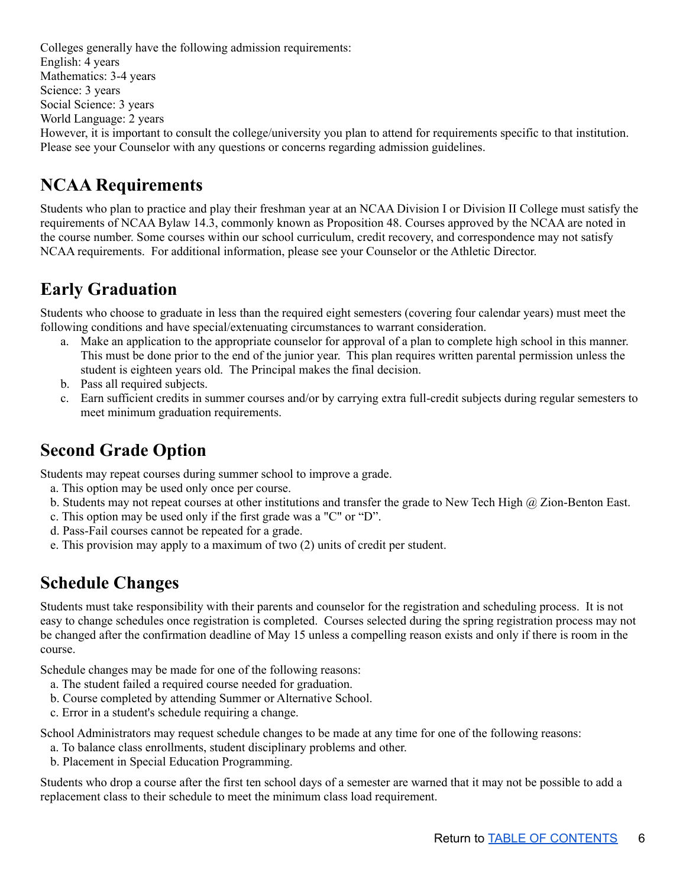Colleges generally have the following admission requirements:
English: 4 years
Mathematics: 3-4 years
Science: 3 years
Social Science: 3 years
World Language: 2 years
However, it is important to consult the college/university you plan to attend for requirements specific to that institution. Please see your Counselor with any questions or concerns regarding admission guidelines.

## NCAA Requirements

Students who plan to practice and play their freshman year at an NCAA Division I or Division II College must satisfy the requirements of NCAA Bylaw 14.3, commonly known as Proposition 48. Courses approved by the NCAA are noted in the course number. Some courses within our school curriculum, credit recovery, and correspondence may not satisfy NCAA requirements. For additional information, please see your Counselor or the Athletic Director.

## Early Graduation

Students who choose to graduate in less than the required eight semesters (covering four calendar years) must meet the following conditions and have special/extenuating circumstances to warrant consideration.

a. Make an application to the appropriate counselor for approval of a plan to complete high school in this manner. This must be done prior to the end of the junior year. This plan requires written parental permission unless the student is eighteen years old. The Principal makes the final decision.
b. Pass all required subjects.
c. Earn sufficient credits in summer courses and/or by carrying extra full-credit subjects during regular semesters to meet minimum graduation requirements.

## Second Grade Option

Students may repeat courses during summer school to improve a grade.

a. This option may be used only once per course.
b. Students may not repeat courses at other institutions and transfer the grade to New Tech High @ Zion-Benton East.
c. This option may be used only if the first grade was a "C" or "D".
d. Pass-Fail courses cannot be repeated for a grade.
e. This provision may apply to a maximum of two (2) units of credit per student.

## Schedule Changes

Students must take responsibility with their parents and counselor for the registration and scheduling process. It is not easy to change schedules once registration is completed. Courses selected during the spring registration process may not be changed after the confirmation deadline of May 15 unless a compelling reason exists and only if there is room in the course.

Schedule changes may be made for one of the following reasons:

a. The student failed a required course needed for graduation.
b. Course completed by attending Summer or Alternative School.
c. Error in a student's schedule requiring a change.

School Administrators may request schedule changes to be made at any time for one of the following reasons:

a. To balance class enrollments, student disciplinary problems and other.
b. Placement in Special Education Programming.

Students who drop a course after the first ten school days of a semester are warned that it may not be possible to add a replacement class to their schedule to meet the minimum class load requirement.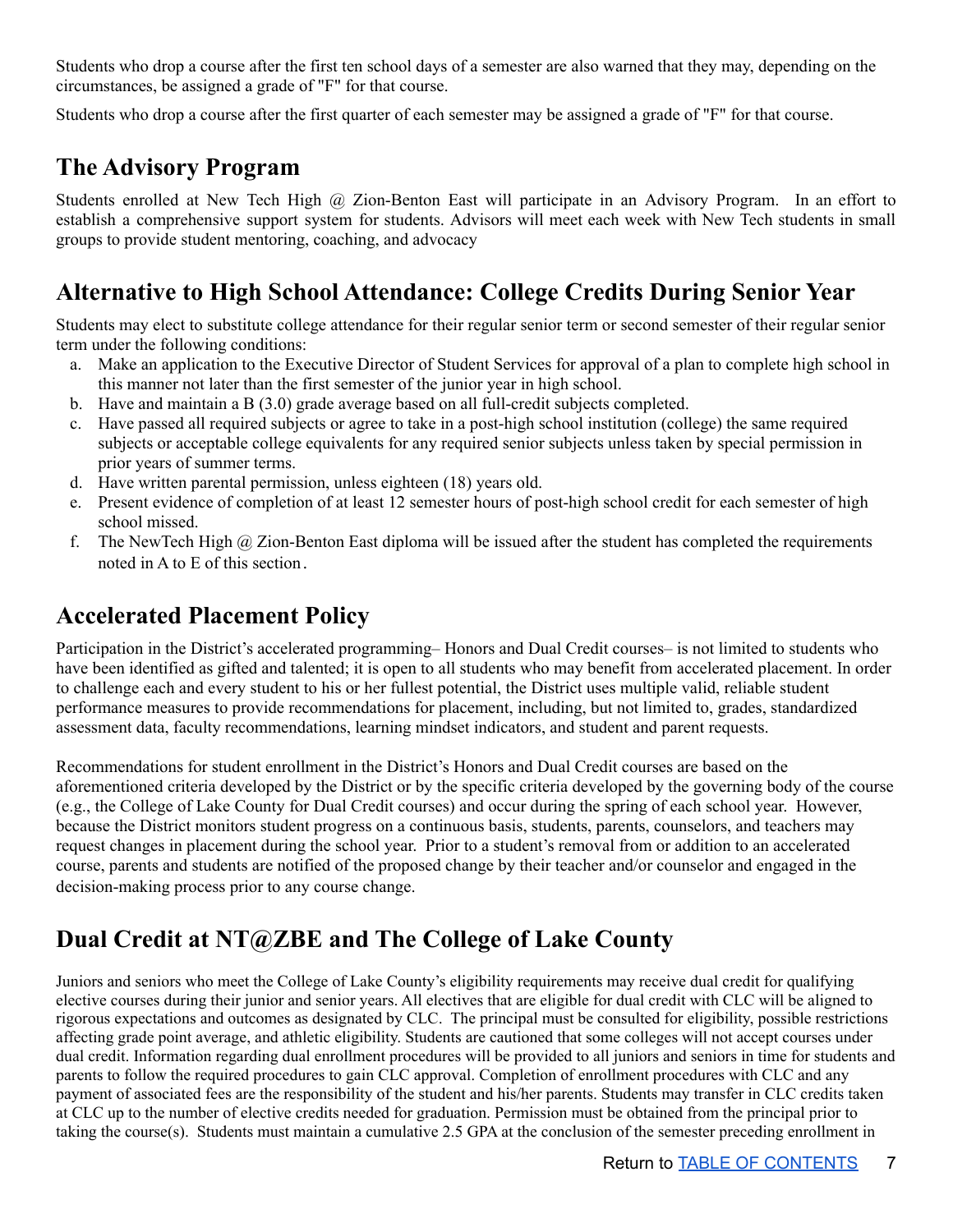Students who drop a course after the first ten school days of a semester are also warned that they may, depending on the circumstances, be assigned a grade of "F" for that course.

Students who drop a course after the first quarter of each semester may be assigned a grade of "F" for that course.

## The Advisory Program

Students enrolled at New Tech High @ Zion-Benton East will participate in an Advisory Program. In an effort to establish a comprehensive support system for students. Advisors will meet each week with New Tech students in small groups to provide student mentoring, coaching, and advocacy

## Alternative to High School Attendance: College Credits During Senior Year

Students may elect to substitute college attendance for their regular senior term or second semester of their regular senior term under the following conditions:

a. Make an application to the Executive Director of Student Services for approval of a plan to complete high school in this manner not later than the first semester of the junior year in high school.
b. Have and maintain a B (3.0) grade average based on all full-credit subjects completed.
c. Have passed all required subjects or agree to take in a post-high school institution (college) the same required subjects or acceptable college equivalents for any required senior subjects unless taken by special permission in prior years of summer terms.
d. Have written parental permission, unless eighteen (18) years old.
e. Present evidence of completion of at least 12 semester hours of post-high school credit for each semester of high school missed.
f. The NewTech High @ Zion-Benton East diploma will be issued after the student has completed the requirements noted in A to E of this section.

## Accelerated Placement Policy

Participation in the District's accelerated programming– Honors and Dual Credit courses– is not limited to students who have been identified as gifted and talented; it is open to all students who may benefit from accelerated placement. In order to challenge each and every student to his or her fullest potential, the District uses multiple valid, reliable student performance measures to provide recommendations for placement, including, but not limited to, grades, standardized assessment data, faculty recommendations, learning mindset indicators, and student and parent requests.

Recommendations for student enrollment in the District's Honors and Dual Credit courses are based on the aforementioned criteria developed by the District or by the specific criteria developed by the governing body of the course (e.g., the College of Lake County for Dual Credit courses) and occur during the spring of each school year. However, because the District monitors student progress on a continuous basis, students, parents, counselors, and teachers may request changes in placement during the school year. Prior to a student's removal from or addition to an accelerated course, parents and students are notified of the proposed change by their teacher and/or counselor and engaged in the decision-making process prior to any course change.

## Dual Credit at NT@ZBE and The College of Lake County

Juniors and seniors who meet the College of Lake County's eligibility requirements may receive dual credit for qualifying elective courses during their junior and senior years. All electives that are eligible for dual credit with CLC will be aligned to rigorous expectations and outcomes as designated by CLC. The principal must be consulted for eligibility, possible restrictions affecting grade point average, and athletic eligibility. Students are cautioned that some colleges will not accept courses under dual credit. Information regarding dual enrollment procedures will be provided to all juniors and seniors in time for students and parents to follow the required procedures to gain CLC approval. Completion of enrollment procedures with CLC and any payment of associated fees are the responsibility of the student and his/her parents. Students may transfer in CLC credits taken at CLC up to the number of elective credits needed for graduation. Permission must be obtained from the principal prior to taking the course(s). Students must maintain a cumulative 2.5 GPA at the conclusion of the semester preceding enrollment in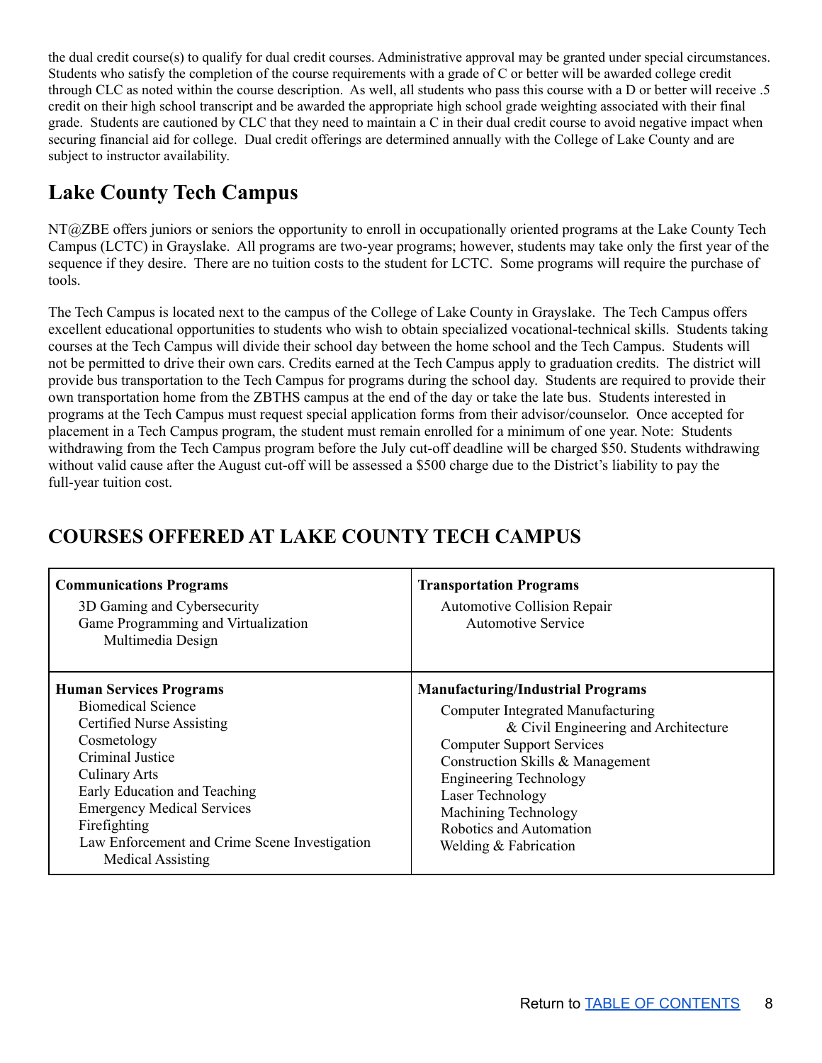the dual credit course(s) to qualify for dual credit courses. Administrative approval may be granted under special circumstances. Students who satisfy the completion of the course requirements with a grade of C or better will be awarded college credit through CLC as noted within the course description. As well, all students who pass this course with a D or better will receive .5 credit on their high school transcript and be awarded the appropriate high school grade weighting associated with their final grade. Students are cautioned by CLC that they need to maintain a C in their dual credit course to avoid negative impact when securing financial aid for college. Dual credit offerings are determined annually with the College of Lake County and are subject to instructor availability.

## Lake County Tech Campus

NT@ZBE offers juniors or seniors the opportunity to enroll in occupationally oriented programs at the Lake County Tech Campus (LCTC) in Grayslake. All programs are two-year programs; however, students may take only the first year of the sequence if they desire. There are no tuition costs to the student for LCTC. Some programs will require the purchase of tools.

The Tech Campus is located next to the campus of the College of Lake County in Grayslake. The Tech Campus offers excellent educational opportunities to students who wish to obtain specialized vocational-technical skills. Students taking courses at the Tech Campus will divide their school day between the home school and the Tech Campus. Students will not be permitted to drive their own cars. Credits earned at the Tech Campus apply to graduation credits. The district will provide bus transportation to the Tech Campus for programs during the school day. Students are required to provide their own transportation home from the ZBTHS campus at the end of the day or take the late bus. Students interested in programs at the Tech Campus must request special application forms from their advisor/counselor. Once accepted for placement in a Tech Campus program, the student must remain enrolled for a minimum of one year. Note: Students withdrawing from the Tech Campus program before the July cut-off deadline will be charged $50. Students withdrawing without valid cause after the August cut-off will be assessed a $500 charge due to the District's liability to pay the full-year tuition cost.

## COURSES OFFERED AT LAKE COUNTY TECH CAMPUS

| **Communications Programs** | **Transportation Programs** |
|---|---|
| 3D Gaming and Cybersecurity<br>Game Programming and Virtualization<br>Multimedia Design | Automotive Collision Repair<br>Automotive Service |
| **Human Services Programs**<br>Biomedical Science<br>Certified Nurse Assisting<br>Cosmetology<br>Criminal Justice<br>Culinary Arts<br>Early Education and Teaching<br>Emergency Medical Services<br>Firefighting<br>Law Enforcement and Crime Scene Investigation<br>Medical Assisting | **Manufacturing/Industrial Programs**<br>Computer Integrated Manufacturing & Civil Engineering and Architecture<br>Computer Support Services<br>Construction Skills & Management<br>Engineering Technology<br>Laser Technology<br>Machining Technology<br>Robotics and Automation<br>Welding & Fabrication |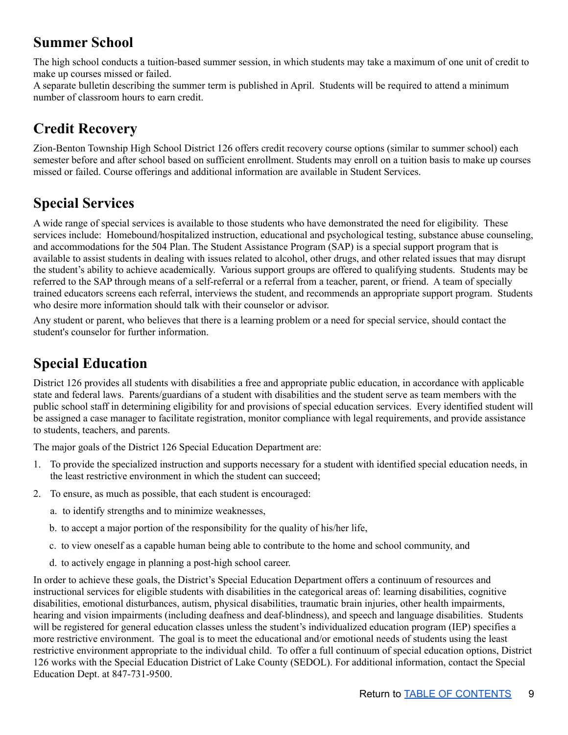## Summer School

The high school conducts a tuition-based summer session, in which students may take a maximum of one unit of credit to make up courses missed or failed.

A separate bulletin describing the summer term is published in April. Students will be required to attend a minimum number of classroom hours to earn credit.

## Credit Recovery

Zion-Benton Township High School District 126 offers credit recovery course options (similar to summer school) each semester before and after school based on sufficient enrollment. Students may enroll on a tuition basis to make up courses missed or failed. Course offerings and additional information are available in Student Services.

## Special Services

A wide range of special services is available to those students who have demonstrated the need for eligibility. These services include: Homebound/hospitalized instruction, educational and psychological testing, substance abuse counseling, and accommodations for the 504 Plan. The Student Assistance Program (SAP) is a special support program that is available to assist students in dealing with issues related to alcohol, other drugs, and other related issues that may disrupt the student's ability to achieve academically. Various support groups are offered to qualifying students. Students may be referred to the SAP through means of a self-referral or a referral from a teacher, parent, or friend. A team of specially trained educators screens each referral, interviews the student, and recommends an appropriate support program. Students who desire more information should talk with their counselor or advisor.

Any student or parent, who believes that there is a learning problem or a need for special service, should contact the student's counselor for further information.

## Special Education

District 126 provides all students with disabilities a free and appropriate public education, in accordance with applicable state and federal laws. Parents/guardians of a student with disabilities and the student serve as team members with the public school staff in determining eligibility for and provisions of special education services. Every identified student will be assigned a case manager to facilitate registration, monitor compliance with legal requirements, and provide assistance to students, teachers, and parents.

The major goals of the District 126 Special Education Department are:

1. To provide the specialized instruction and supports necessary for a student with identified special education needs, in the least restrictive environment in which the student can succeed;
2. To ensure, as much as possible, that each student is encouraged:
   a. to identify strengths and to minimize weaknesses,
   b. to accept a major portion of the responsibility for the quality of his/her life,
   c. to view oneself as a capable human being able to contribute to the home and school community, and
   d. to actively engage in planning a post-high school career.

In order to achieve these goals, the District's Special Education Department offers a continuum of resources and instructional services for eligible students with disabilities in the categorical areas of: learning disabilities, cognitive disabilities, emotional disturbances, autism, physical disabilities, traumatic brain injuries, other health impairments, hearing and vision impairments (including deafness and deaf-blindness), and speech and language disabilities. Students will be registered for general education classes unless the student's individualized education program (IEP) specifies a more restrictive environment. The goal is to meet the educational and/or emotional needs of students using the least restrictive environment appropriate to the individual child. To offer a full continuum of special education options, District 126 works with the Special Education District of Lake County (SEDOL). For additional information, contact the Special Education Dept. at 847-731-9500.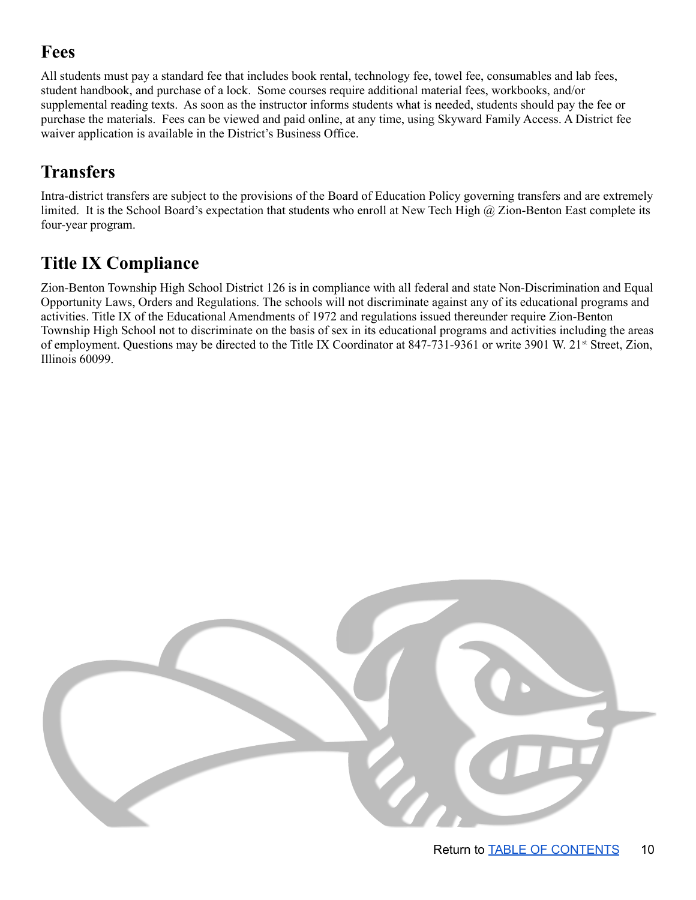## Fees

All students must pay a standard fee that includes book rental, technology fee, towel fee, consumables and lab fees, student handbook, and purchase of a lock. Some courses require additional material fees, workbooks, and/or supplemental reading texts. As soon as the instructor informs students what is needed, students should pay the fee or purchase the materials. Fees can be viewed and paid online, at any time, using Skyward Family Access. A District fee waiver application is available in the District's Business Office.

## Transfers

Intra-district transfers are subject to the provisions of the Board of Education Policy governing transfers and are extremely limited. It is the School Board's expectation that students who enroll at New Tech High @ Zion-Benton East complete its four-year program.

## Title IX Compliance

Zion-Benton Township High School District 126 is in compliance with all federal and state Non-Discrimination and Equal Opportunity Laws, Orders and Regulations. The schools will not discriminate against any of its educational programs and activities. Title IX of the Educational Amendments of 1972 and regulations issued thereunder require Zion-Benton Township High School not to discriminate on the basis of sex in its educational programs and activities including the areas of employment. Questions may be directed to the Title IX Coordinator at 847-731-9361 or write 3901 W. 21st Street, Zion, Illinois 60099.

Return to TABLE OF CONTENTS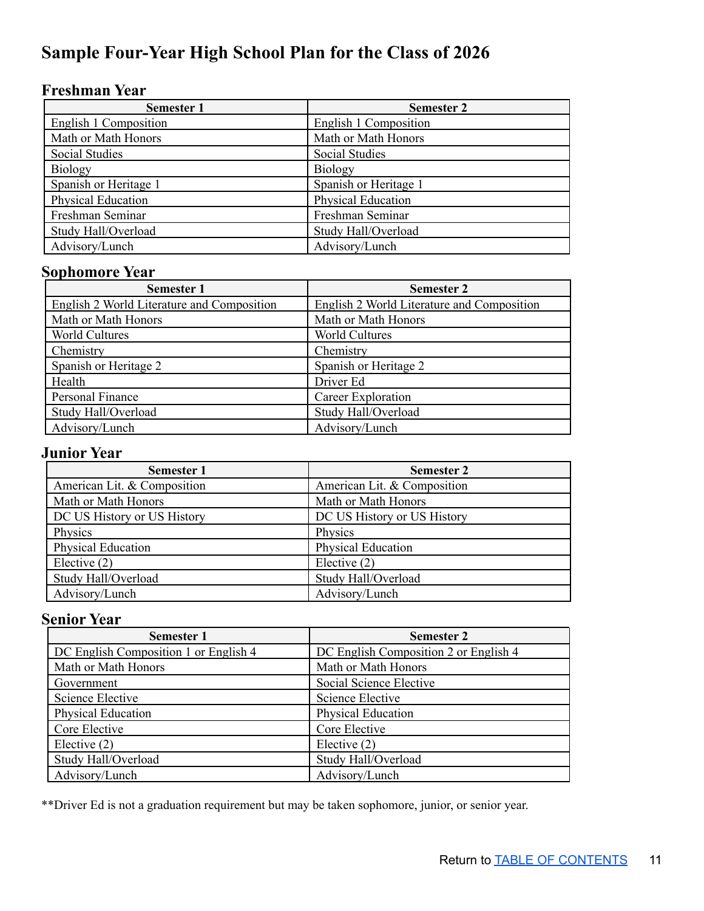# Sample Four-Year High School Plan for the Class of 2026

## Freshman Year

| Semester 1 | Semester 2 |
|---|---|
| English 1 Composition | English 1 Composition |
| Math or Math Honors | Math or Math Honors |
| Social Studies | Social Studies |
| Biology | Biology |
| Spanish or Heritage 1 | Spanish or Heritage 1 |
| Physical Education | Physical Education |
| Freshman Seminar | Freshman Seminar |
| Study Hall/Overload | Study Hall/Overload |
| Advisory/Lunch | Advisory/Lunch |

## Sophomore Year

| Semester 1 | Semester 2 |
|---|---|
| English 2 World Literature and Composition | English 2 World Literature and Composition |
| Math or Math Honors | Math or Math Honors |
| World Cultures | World Cultures |
| Chemistry | Chemistry |
| Spanish or Heritage 2 | Spanish or Heritage 2 |
| Health | Driver Ed |
| Personal Finance | Career Exploration |
| Study Hall/Overload | Study Hall/Overload |
| Advisory/Lunch | Advisory/Lunch |

## Junior Year

| Semester 1 | Semester 2 |
|---|---|
| American Lit. & Composition | American Lit. & Composition |
| Math or Math Honors | Math or Math Honors |
| DC US History or US History | DC US History or US History |
| Physics | Physics |
| Physical Education | Physical Education |
| Elective (2) | Elective (2) |
| Study Hall/Overload | Study Hall/Overload |
| Advisory/Lunch | Advisory/Lunch |

## Senior Year

| Semester 1 | Semester 2 |
|---|---|
| DC English Composition 1 or English 4 | DC English Composition 2 or English 4 |
| Math or Math Honors | Math or Math Honors |
| Government | Social Science Elective |
| Science Elective | Science Elective |
| Physical Education | Physical Education |
| Core Elective | Core Elective |
| Elective (2) | Elective (2) |
| Study Hall/Overload | Study Hall/Overload |
| Advisory/Lunch | Advisory/Lunch |

**Driver Ed is not a graduation requirement but may be taken sophomore, junior, or senior year.

Return to [TABLE OF CONTENTS]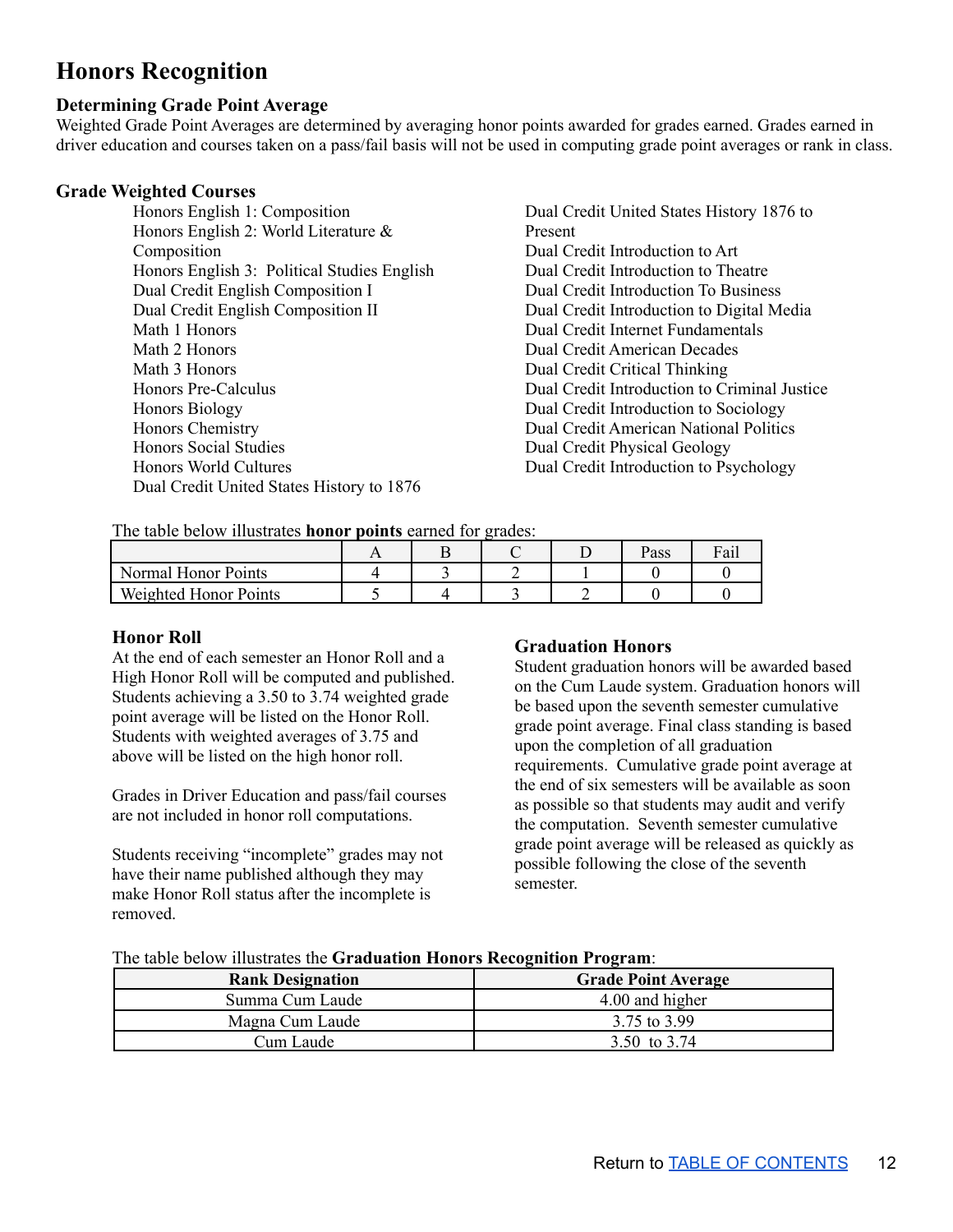# Honors Recognition

### Determining Grade Point Average

Weighted Grade Point Averages are determined by averaging honor points awarded for grades earned. Grades earned in driver education and courses taken on a pass/fail basis will not be used in computing grade point averages or rank in class.

### Grade Weighted Courses

- Honors English 1: Composition
- Honors English 2: World Literature & Composition
- Honors English 3: Political Studies English
- Dual Credit English Composition I
- Dual Credit English Composition II
- Math 1 Honors
- Math 2 Honors
- Math 3 Honors
- Honors Pre-Calculus
- Honors Biology
- Honors Chemistry
- Honors Social Studies
- Honors World Cultures
- Dual Credit United States History to 1876
- Dual Credit United States History 1876 to Present
- Dual Credit Introduction to Art
- Dual Credit Introduction to Theatre
- Dual Credit Introduction To Business
- Dual Credit Introduction to Digital Media
- Dual Credit Internet Fundamentals
- Dual Credit American Decades
- Dual Credit Critical Thinking
- Dual Credit Introduction to Criminal Justice
- Dual Credit Introduction to Sociology
- Dual Credit American National Politics
- Dual Credit Physical Geology
- Dual Credit Introduction to Psychology

The table below illustrates **honor points** earned for grades:

| | A | B | C | D | Pass | Fail |
|---|---|---|---|---|---|---|
| Normal Honor Points | 4 | 3 | 2 | 1 | 0 | 0 |
| Weighted Honor Points | 5 | 4 | 3 | 2 | 0 | 0 |

### Honor Roll

At the end of each semester an Honor Roll and a High Honor Roll will be computed and published. Students achieving a 3.50 to 3.74 weighted grade point average will be listed on the Honor Roll. Students with weighted averages of 3.75 and above will be listed on the high honor roll.

Grades in Driver Education and pass/fail courses are not included in honor roll computations.

Students receiving "incomplete" grades may not have their name published although they may make Honor Roll status after the incomplete is removed.

### Graduation Honors

Student graduation honors will be awarded based on the Cum Laude system. Graduation honors will be based upon the seventh semester cumulative grade point average. Final class standing is based upon the completion of all graduation requirements. Cumulative grade point average at the end of six semesters will be available as soon as possible so that students may audit and verify the computation. Seventh semester cumulative grade point average will be released as quickly as possible following the close of the seventh semester.

The table below illustrates the **Graduation Honors Recognition Program**:

| Rank Designation | Grade Point Average |
|---|---|
| Summa Cum Laude | 4.00 and higher |
| Magna Cum Laude | 3.75 to 3.99 |
| Cum Laude | 3.50 to 3.74 |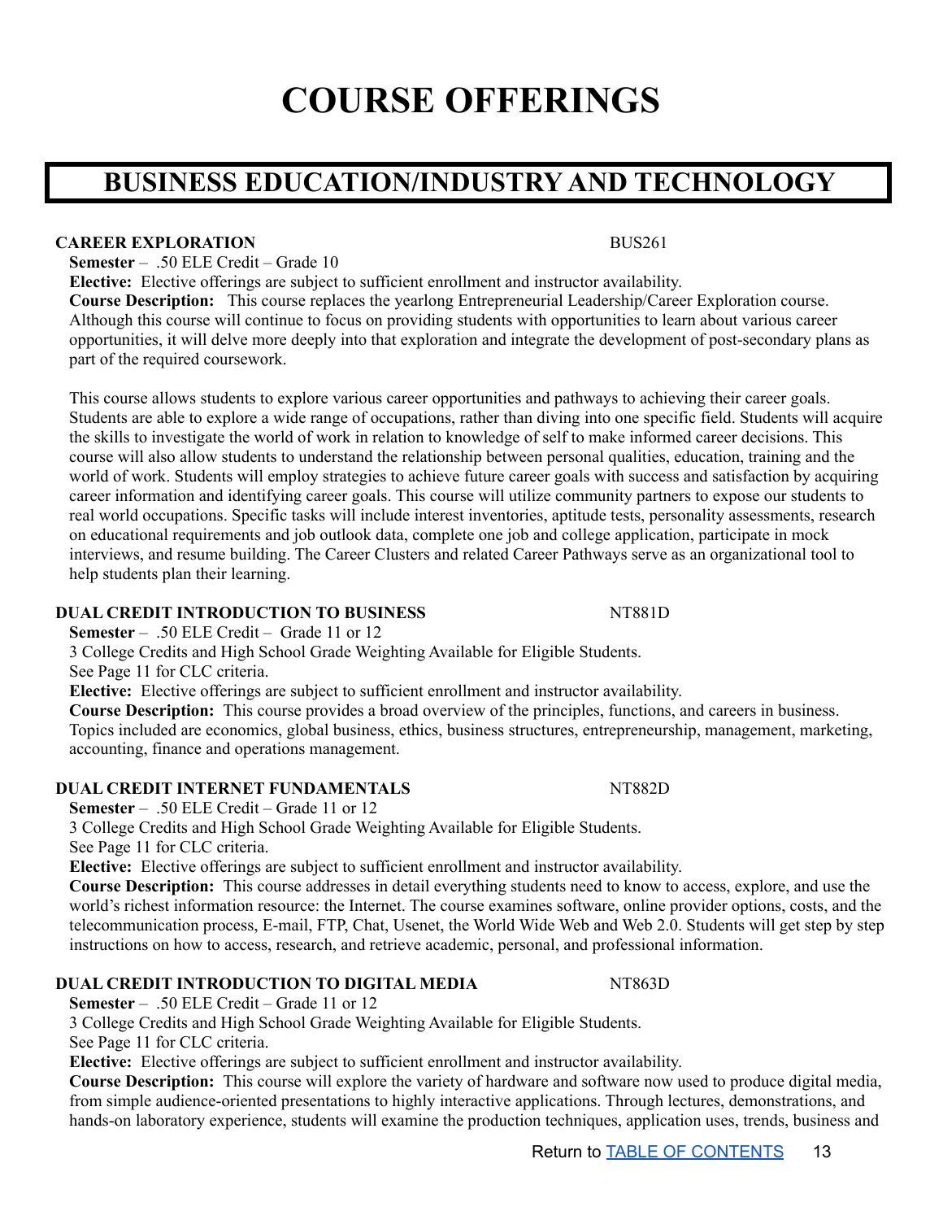# COURSE OFFERINGS

## BUSINESS EDUCATION/INDUSTRY AND TECHNOLOGY

**CAREER EXPLORATION** BUS261

**Semester** – .50 ELE Credit – Grade 10

**Elective:** Elective offerings are subject to sufficient enrollment and instructor availability.

**Course Description:** This course replaces the yearlong Entrepreneurial Leadership/Career Exploration course. Although this course will continue to focus on providing students with opportunities to learn about various career opportunities, it will delve more deeply into that exploration and integrate the development of post-secondary plans as part of the required coursework.

This course allows students to explore various career opportunities and pathways to achieving their career goals. Students are able to explore a wide range of occupations, rather than diving into one specific field. Students will acquire the skills to investigate the world of work in relation to knowledge of self to make informed career decisions. This course will also allow students to understand the relationship between personal qualities, education, training and the world of work. Students will employ strategies to achieve future career goals with success and satisfaction by acquiring career information and identifying career goals. This course will utilize community partners to expose our students to real world occupations. Specific tasks will include interest inventories, aptitude tests, personality assessments, research on educational requirements and job outlook data, complete one job and college application, participate in mock interviews, and resume building. The Career Clusters and related Career Pathways serve as an organizational tool to help students plan their learning.

**DUAL CREDIT INTRODUCTION TO BUSINESS** NT881D

**Semester** – .50 ELE Credit – Grade 11 or 12

3 College Credits and High School Grade Weighting Available for Eligible Students.

See Page 11 for CLC criteria.

**Elective:** Elective offerings are subject to sufficient enrollment and instructor availability.

**Course Description:** This course provides a broad overview of the principles, functions, and careers in business. Topics included are economics, global business, ethics, business structures, entrepreneurship, management, marketing, accounting, finance and operations management.

**DUAL CREDIT INTERNET FUNDAMENTALS** NT882D

**Semester** – .50 ELE Credit – Grade 11 or 12

3 College Credits and High School Grade Weighting Available for Eligible Students.

See Page 11 for CLC criteria.

**Elective:** Elective offerings are subject to sufficient enrollment and instructor availability.

**Course Description:** This course addresses in detail everything students need to know to access, explore, and use the world's richest information resource: the Internet. The course examines software, online provider options, costs, and the telecommunication process, E-mail, FTP, Chat, Usenet, the World Wide Web and Web 2.0. Students will get step by step instructions on how to access, research, and retrieve academic, personal, and professional information.

**DUAL CREDIT INTRODUCTION TO DIGITAL MEDIA** NT863D

**Semester** – .50 ELE Credit – Grade 11 or 12

3 College Credits and High School Grade Weighting Available for Eligible Students.

See Page 11 for CLC criteria.

**Elective:** Elective offerings are subject to sufficient enrollment and instructor availability.

**Course Description:** This course will explore the variety of hardware and software now used to produce digital media, from simple audience-oriented presentations to highly interactive applications. Through lectures, demonstrations, and hands-on laboratory experience, students will examine the production techniques, application uses, trends, business and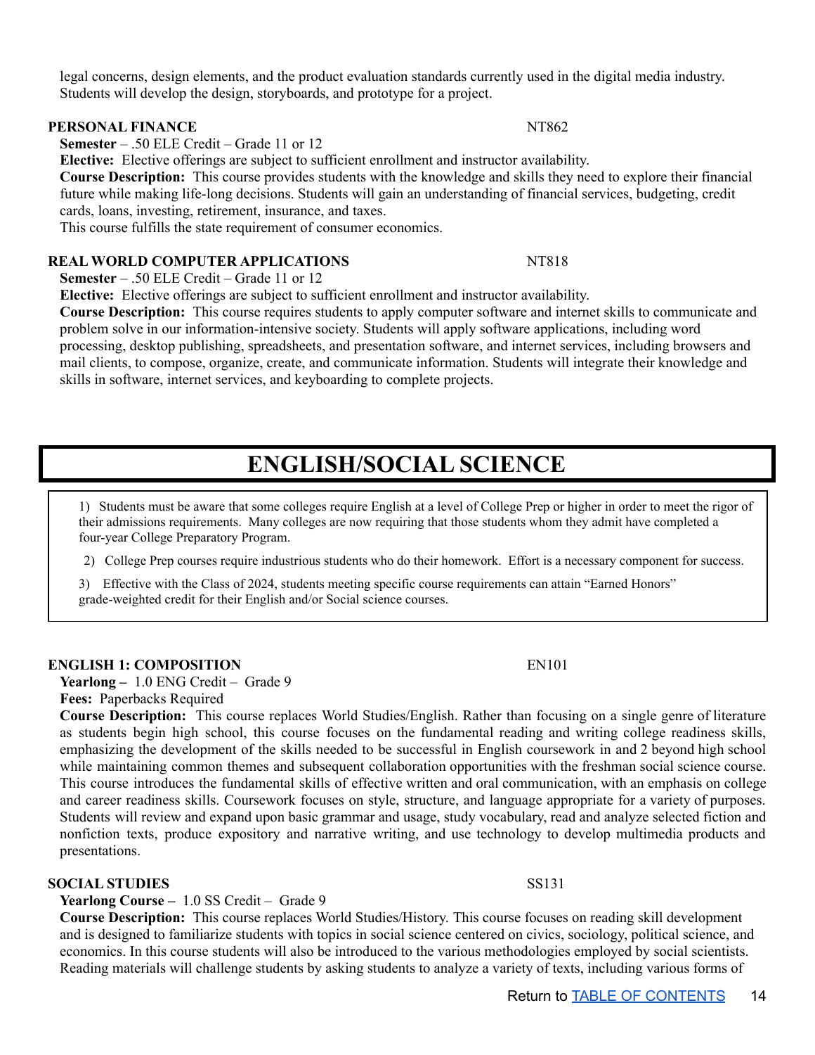legal concerns, design elements, and the product evaluation standards currently used in the digital media industry. Students will develop the design, storyboards, and prototype for a project.

**PERSONAL FINANCE** NT862

**Semester** – .50 ELE Credit – Grade 11 or 12

**Elective:** Elective offerings are subject to sufficient enrollment and instructor availability.

**Course Description:** This course provides students with the knowledge and skills they need to explore their financial future while making life-long decisions. Students will gain an understanding of financial services, budgeting, credit cards, loans, investing, retirement, insurance, and taxes.

This course fulfills the state requirement of consumer economics.

**REAL WORLD COMPUTER APPLICATIONS** NT818

**Semester** – .50 ELE Credit – Grade 11 or 12

**Elective:** Elective offerings are subject to sufficient enrollment and instructor availability.

**Course Description:** This course requires students to apply computer software and internet skills to communicate and problem solve in our information-intensive society. Students will apply software applications, including word processing, desktop publishing, spreadsheets, and presentation software, and internet services, including browsers and mail clients, to compose, organize, create, and communicate information. Students will integrate their knowledge and skills in software, internet services, and keyboarding to complete projects.

# ENGLISH/SOCIAL SCIENCE

1) Students must be aware that some colleges require English at a level of College Prep or higher in order to meet the rigor of their admissions requirements. Many colleges are now requiring that those students whom they admit have completed a four-year College Preparatory Program.

2) College Prep courses require industrious students who do their homework. Effort is a necessary component for success.

3) Effective with the Class of 2024, students meeting specific course requirements can attain "Earned Honors" grade-weighted credit for their English and/or Social science courses.

**ENGLISH 1: COMPOSITION** EN101

**Yearlong –** 1.0 ENG Credit – Grade 9

**Fees:** Paperbacks Required

**Course Description:** This course replaces World Studies/English. Rather than focusing on a single genre of literature as students begin high school, this course focuses on the fundamental reading and writing college readiness skills, emphasizing the development of the skills needed to be successful in English coursework in and 2 beyond high school while maintaining common themes and subsequent collaboration opportunities with the freshman social science course. This course introduces the fundamental skills of effective written and oral communication, with an emphasis on college and career readiness skills. Coursework focuses on style, structure, and language appropriate for a variety of purposes. Students will review and expand upon basic grammar and usage, study vocabulary, read and analyze selected fiction and nonfiction texts, produce expository and narrative writing, and use technology to develop multimedia products and presentations.

**SOCIAL STUDIES** SS131

**Yearlong Course –** 1.0 SS Credit – Grade 9

**Course Description:** This course replaces World Studies/History. This course focuses on reading skill development and is designed to familiarize students with topics in social science centered on civics, sociology, political science, and economics. In this course students will also be introduced to the various methodologies employed by social scientists. Reading materials will challenge students by asking students to analyze a variety of texts, including various forms of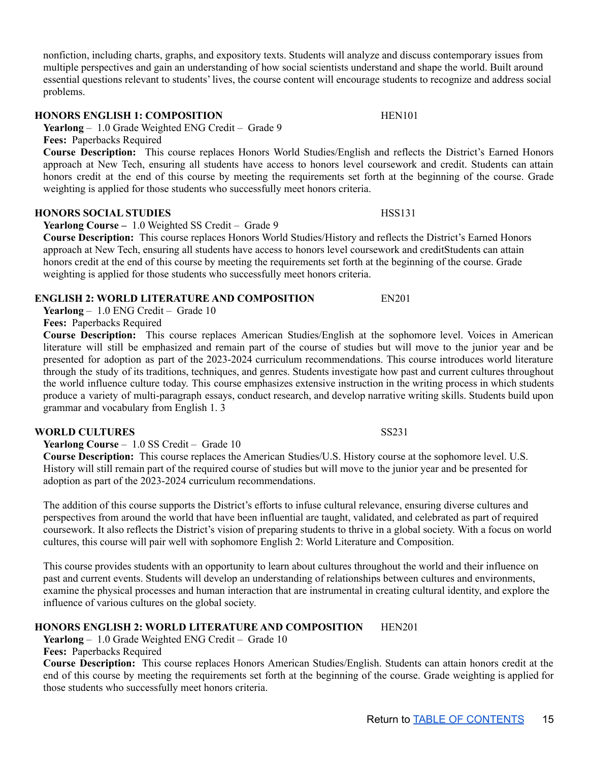nonfiction, including charts, graphs, and expository texts. Students will analyze and discuss contemporary issues from multiple perspectives and gain an understanding of how social scientists understand and shape the world. Built around essential questions relevant to students' lives, the course content will encourage students to recognize and address social problems.

### HONORS ENGLISH 1: COMPOSITION — HEN101

**Yearlong** – 1.0 Grade Weighted ENG Credit – Grade 9

**Fees:** Paperbacks Required

**Course Description:** This course replaces Honors World Studies/English and reflects the District's Earned Honors approach at New Tech, ensuring all students have access to honors level coursework and credit. Students can attain honors credit at the end of this course by meeting the requirements set forth at the beginning of the course. Grade weighting is applied for those students who successfully meet honors criteria.

### HONORS SOCIAL STUDIES — HSS131

**Yearlong Course –** 1.0 Weighted SS Credit – Grade 9

**Course Description:** This course replaces Honors World Studies/History and reflects the District's Earned Honors approach at New Tech, ensuring all students have access to honors level coursework and creditStudents can attain honors credit at the end of this course by meeting the requirements set forth at the beginning of the course. Grade weighting is applied for those students who successfully meet honors criteria.

### ENGLISH 2: WORLD LITERATURE AND COMPOSITION — EN201

**Yearlong** – 1.0 ENG Credit – Grade 10

**Fees:** Paperbacks Required

**Course Description:** This course replaces American Studies/English at the sophomore level. Voices in American literature will still be emphasized and remain part of the course of studies but will move to the junior year and be presented for adoption as part of the 2023-2024 curriculum recommendations. This course introduces world literature through the study of its traditions, techniques, and genres. Students investigate how past and current cultures throughout the world influence culture today. This course emphasizes extensive instruction in the writing process in which students produce a variety of multi-paragraph essays, conduct research, and develop narrative writing skills. Students build upon grammar and vocabulary from English 1. 3

### WORLD CULTURES — SS231

**Yearlong Course** – 1.0 SS Credit – Grade 10

**Course Description:** This course replaces the American Studies/U.S. History course at the sophomore level. U.S. History will still remain part of the required course of studies but will move to the junior year and be presented for adoption as part of the 2023-2024 curriculum recommendations.

The addition of this course supports the District's efforts to infuse cultural relevance, ensuring diverse cultures and perspectives from around the world that have been influential are taught, validated, and celebrated as part of required coursework. It also reflects the District's vision of preparing students to thrive in a global society. With a focus on world cultures, this course will pair well with sophomore English 2: World Literature and Composition.

This course provides students with an opportunity to learn about cultures throughout the world and their influence on past and current events. Students will develop an understanding of relationships between cultures and environments, examine the physical processes and human interaction that are instrumental in creating cultural identity, and explore the influence of various cultures on the global society.

### HONORS ENGLISH 2: WORLD LITERATURE AND COMPOSITION — HEN201

**Yearlong** – 1.0 Grade Weighted ENG Credit – Grade 10

**Fees:** Paperbacks Required

**Course Description:** This course replaces Honors American Studies/English. Students can attain honors credit at the end of this course by meeting the requirements set forth at the beginning of the course. Grade weighting is applied for those students who successfully meet honors criteria.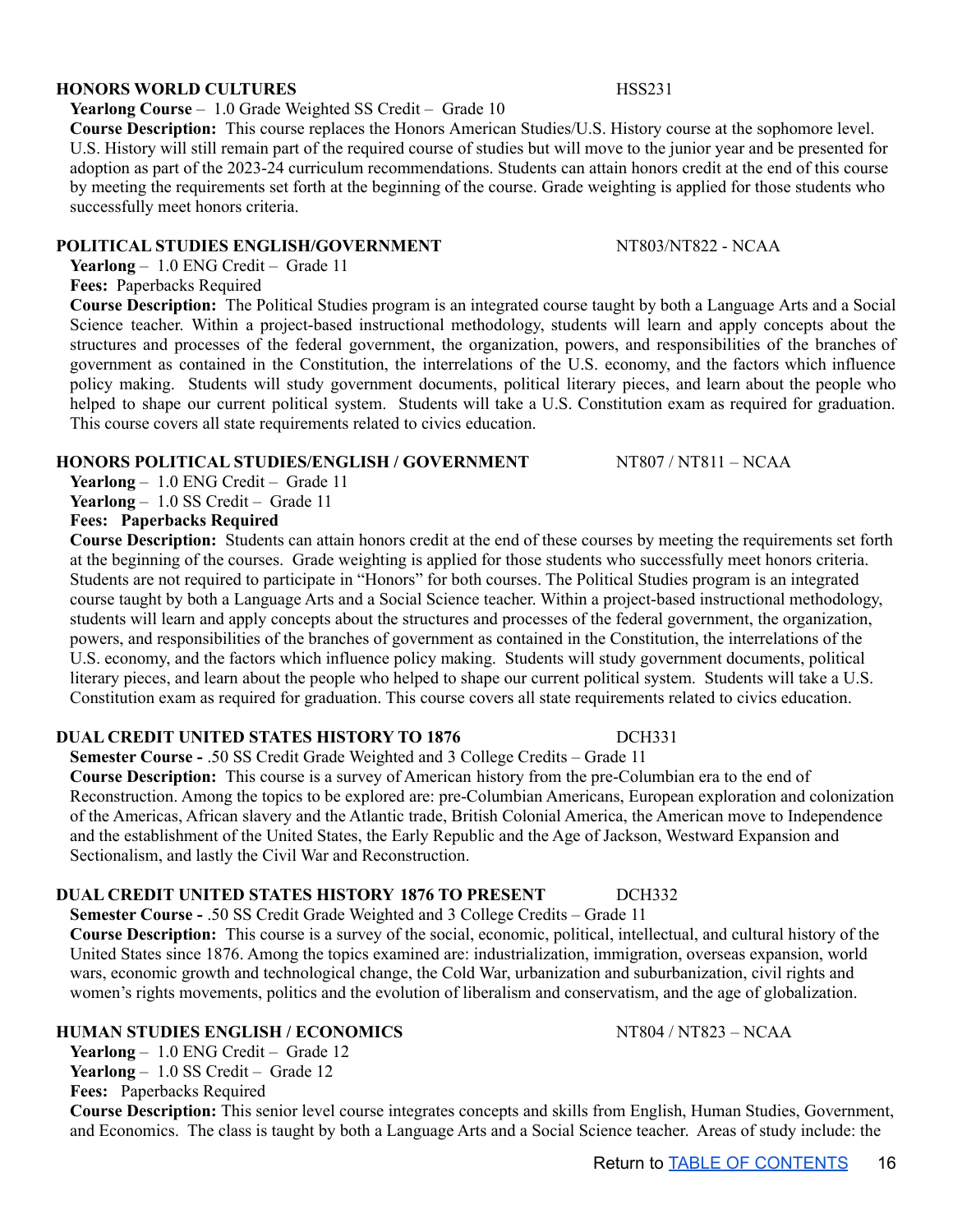### HONORS WORLD CULTURES — HSS231

**Yearlong Course** – 1.0 Grade Weighted SS Credit – Grade 10

**Course Description:** This course replaces the Honors American Studies/U.S. History course at the sophomore level. U.S. History will still remain part of the required course of studies but will move to the junior year and be presented for adoption as part of the 2023-24 curriculum recommendations. Students can attain honors credit at the end of this course by meeting the requirements set forth at the beginning of the course. Grade weighting is applied for those students who successfully meet honors criteria.

### POLITICAL STUDIES ENGLISH/GOVERNMENT — NT803/NT822 - NCAA

**Yearlong** – 1.0 ENG Credit – Grade 11

**Fees:** Paperbacks Required

**Course Description:** The Political Studies program is an integrated course taught by both a Language Arts and a Social Science teacher. Within a project-based instructional methodology, students will learn and apply concepts about the structures and processes of the federal government, the organization, powers, and responsibilities of the branches of government as contained in the Constitution, the interrelations of the U.S. economy, and the factors which influence policy making. Students will study government documents, political literary pieces, and learn about the people who helped to shape our current political system. Students will take a U.S. Constitution exam as required for graduation. This course covers all state requirements related to civics education.

### HONORS POLITICAL STUDIES/ENGLISH / GOVERNMENT — NT807 / NT811 – NCAA

**Yearlong** – 1.0 ENG Credit – Grade 11

**Yearlong** – 1.0 SS Credit – Grade 11

**Fees: Paperbacks Required**

**Course Description:** Students can attain honors credit at the end of these courses by meeting the requirements set forth at the beginning of the courses. Grade weighting is applied for those students who successfully meet honors criteria. Students are not required to participate in "Honors" for both courses. The Political Studies program is an integrated course taught by both a Language Arts and a Social Science teacher. Within a project-based instructional methodology, students will learn and apply concepts about the structures and processes of the federal government, the organization, powers, and responsibilities of the branches of government as contained in the Constitution, the interrelations of the U.S. economy, and the factors which influence policy making. Students will study government documents, political literary pieces, and learn about the people who helped to shape our current political system. Students will take a U.S. Constitution exam as required for graduation. This course covers all state requirements related to civics education.

### DUAL CREDIT UNITED STATES HISTORY TO 1876 — DCH331

**Semester Course -** .50 SS Credit Grade Weighted and 3 College Credits – Grade 11

**Course Description:** This course is a survey of American history from the pre-Columbian era to the end of Reconstruction. Among the topics to be explored are: pre-Columbian Americans, European exploration and colonization of the Americas, African slavery and the Atlantic trade, British Colonial America, the American move to Independence and the establishment of the United States, the Early Republic and the Age of Jackson, Westward Expansion and Sectionalism, and lastly the Civil War and Reconstruction.

### DUAL CREDIT UNITED STATES HISTORY 1876 TO PRESENT — DCH332

**Semester Course -** .50 SS Credit Grade Weighted and 3 College Credits – Grade 11

**Course Description:** This course is a survey of the social, economic, political, intellectual, and cultural history of the United States since 1876. Among the topics examined are: industrialization, immigration, overseas expansion, world wars, economic growth and technological change, the Cold War, urbanization and suburbanization, civil rights and women's rights movements, politics and the evolution of liberalism and conservatism, and the age of globalization.

### HUMAN STUDIES ENGLISH / ECONOMICS — NT804 / NT823 – NCAA

**Yearlong** – 1.0 ENG Credit – Grade 12

**Yearlong** – 1.0 SS Credit – Grade 12

**Fees:** Paperbacks Required

**Course Description:** This senior level course integrates concepts and skills from English, Human Studies, Government, and Economics. The class is taught by both a Language Arts and a Social Science teacher. Areas of study include: the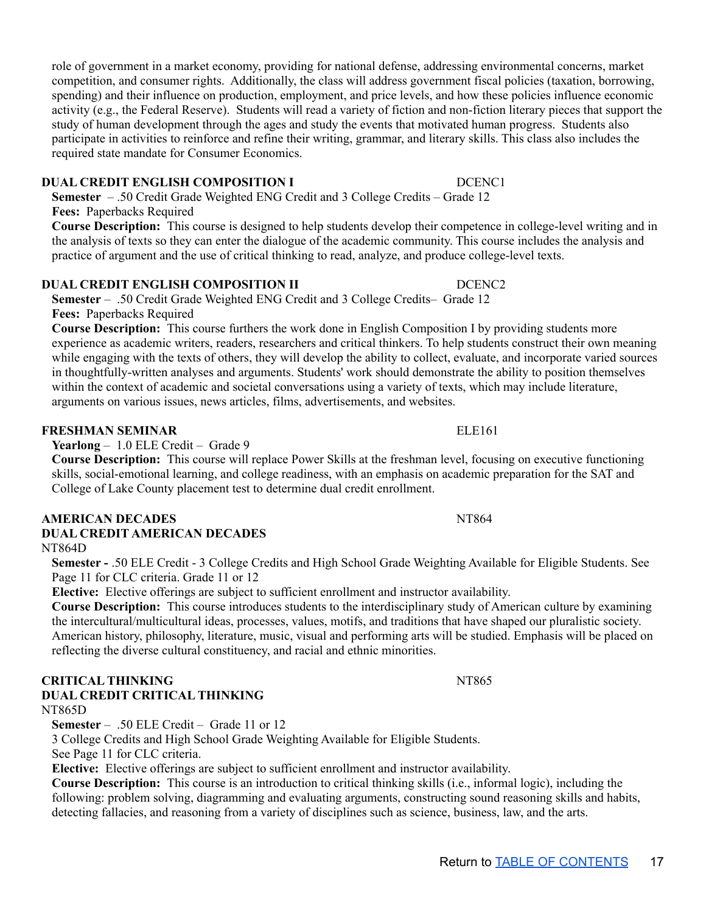role of government in a market economy, providing for national defense, addressing environmental concerns, market competition, and consumer rights. Additionally, the class will address government fiscal policies (taxation, borrowing, spending) and their influence on production, employment, and price levels, and how these policies influence economic activity (e.g., the Federal Reserve). Students will read a variety of fiction and non-fiction literary pieces that support the study of human development through the ages and study the events that motivated human progress. Students also participate in activities to reinforce and refine their writing, grammar, and literary skills. This class also includes the required state mandate for Consumer Economics.

### DUAL CREDIT ENGLISH COMPOSITION I — DCENC1

**Semester** – .50 Credit Grade Weighted ENG Credit and 3 College Credits – Grade 12
**Fees:** Paperbacks Required
**Course Description:** This course is designed to help students develop their competence in college-level writing and in the analysis of texts so they can enter the dialogue of the academic community. This course includes the analysis and practice of argument and the use of critical thinking to read, analyze, and produce college-level texts.

### DUAL CREDIT ENGLISH COMPOSITION II — DCENC2

**Semester** – .50 Credit Grade Weighted ENG Credit and 3 College Credits– Grade 12
**Fees:** Paperbacks Required
**Course Description:** This course furthers the work done in English Composition I by providing students more experience as academic writers, readers, researchers and critical thinkers. To help students construct their own meaning while engaging with the texts of others, they will develop the ability to collect, evaluate, and incorporate varied sources in thoughtfully-written analyses and arguments. Students' work should demonstrate the ability to position themselves within the context of academic and societal conversations using a variety of texts, which may include literature, arguments on various issues, news articles, films, advertisements, and websites.

### FRESHMAN SEMINAR — ELE161

**Yearlong** – 1.0 ELE Credit – Grade 9
**Course Description:** This course will replace Power Skills at the freshman level, focusing on executive functioning skills, social-emotional learning, and college readiness, with an emphasis on academic preparation for the SAT and College of Lake County placement test to determine dual credit enrollment.

### AMERICAN DECADES — NT864
### DUAL CREDIT AMERICAN DECADES
NT864D

**Semester -** .50 ELE Credit - 3 College Credits and High School Grade Weighting Available for Eligible Students. See Page 11 for CLC criteria. Grade 11 or 12
**Elective:** Elective offerings are subject to sufficient enrollment and instructor availability.
**Course Description:** This course introduces students to the interdisciplinary study of American culture by examining the intercultural/multicultural ideas, processes, values, motifs, and traditions that have shaped our pluralistic society. American history, philosophy, literature, music, visual and performing arts will be studied. Emphasis will be placed on reflecting the diverse cultural constituency, and racial and ethnic minorities.

### CRITICAL THINKING — NT865
### DUAL CREDIT CRITICAL THINKING
NT865D

**Semester** – .50 ELE Credit – Grade 11 or 12
3 College Credits and High School Grade Weighting Available for Eligible Students.
See Page 11 for CLC criteria.
**Elective:** Elective offerings are subject to sufficient enrollment and instructor availability.
**Course Description:** This course is an introduction to critical thinking skills (i.e., informal logic), including the following: problem solving, diagramming and evaluating arguments, constructing sound reasoning skills and habits, detecting fallacies, and reasoning from a variety of disciplines such as science, business, law, and the arts.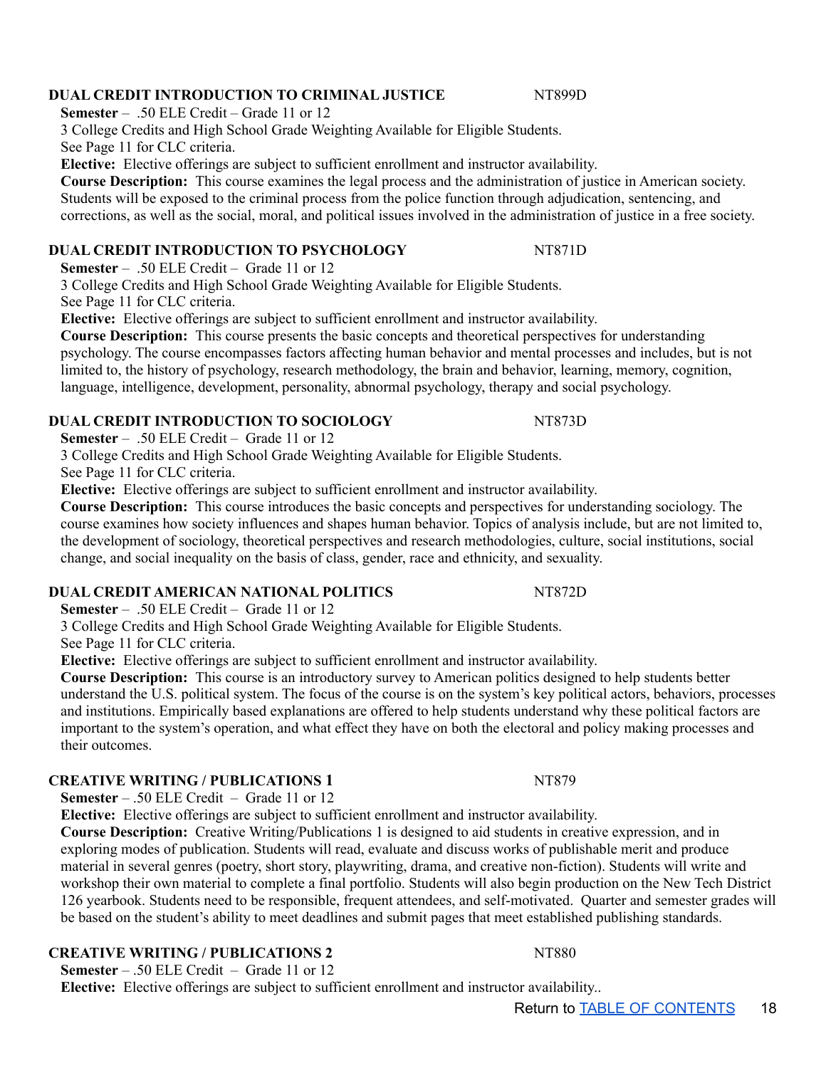### DUAL CREDIT INTRODUCTION TO CRIMINAL JUSTICE — NT899D

**Semester** – .50 ELE Credit – Grade 11 or 12

3 College Credits and High School Grade Weighting Available for Eligible Students.

See Page 11 for CLC criteria.

**Elective:** Elective offerings are subject to sufficient enrollment and instructor availability.

**Course Description:** This course examines the legal process and the administration of justice in American society. Students will be exposed to the criminal process from the police function through adjudication, sentencing, and corrections, as well as the social, moral, and political issues involved in the administration of justice in a free society.

### DUAL CREDIT INTRODUCTION TO PSYCHOLOGY — NT871D

**Semester** – .50 ELE Credit – Grade 11 or 12

3 College Credits and High School Grade Weighting Available for Eligible Students.

See Page 11 for CLC criteria.

**Elective:** Elective offerings are subject to sufficient enrollment and instructor availability.

**Course Description:** This course presents the basic concepts and theoretical perspectives for understanding psychology. The course encompasses factors affecting human behavior and mental processes and includes, but is not limited to, the history of psychology, research methodology, the brain and behavior, learning, memory, cognition, language, intelligence, development, personality, abnormal psychology, therapy and social psychology.

### DUAL CREDIT INTRODUCTION TO SOCIOLOGY — NT873D

**Semester** – .50 ELE Credit – Grade 11 or 12

3 College Credits and High School Grade Weighting Available for Eligible Students.

See Page 11 for CLC criteria.

**Elective:** Elective offerings are subject to sufficient enrollment and instructor availability.

**Course Description:** This course introduces the basic concepts and perspectives for understanding sociology. The course examines how society influences and shapes human behavior. Topics of analysis include, but are not limited to, the development of sociology, theoretical perspectives and research methodologies, culture, social institutions, social change, and social inequality on the basis of class, gender, race and ethnicity, and sexuality.

### DUAL CREDIT AMERICAN NATIONAL POLITICS — NT872D

**Semester** – .50 ELE Credit – Grade 11 or 12

3 College Credits and High School Grade Weighting Available for Eligible Students.

See Page 11 for CLC criteria.

**Elective:** Elective offerings are subject to sufficient enrollment and instructor availability.

**Course Description:** This course is an introductory survey to American politics designed to help students better understand the U.S. political system. The focus of the course is on the system's key political actors, behaviors, processes and institutions. Empirically based explanations are offered to help students understand why these political factors are important to the system's operation, and what effect they have on both the electoral and policy making processes and their outcomes.

### CREATIVE WRITING / PUBLICATIONS 1 — NT879

**Semester** – .50 ELE Credit – Grade 11 or 12

**Elective:** Elective offerings are subject to sufficient enrollment and instructor availability.

**Course Description:** Creative Writing/Publications 1 is designed to aid students in creative expression, and in exploring modes of publication. Students will read, evaluate and discuss works of publishable merit and produce material in several genres (poetry, short story, playwriting, drama, and creative non-fiction). Students will write and workshop their own material to complete a final portfolio. Students will also begin production on the New Tech District 126 yearbook. Students need to be responsible, frequent attendees, and self-motivated. Quarter and semester grades will be based on the student's ability to meet deadlines and submit pages that meet established publishing standards.

### CREATIVE WRITING / PUBLICATIONS 2 — NT880

**Semester** – .50 ELE Credit – Grade 11 or 12

**Elective:** Elective offerings are subject to sufficient enrollment and instructor availability..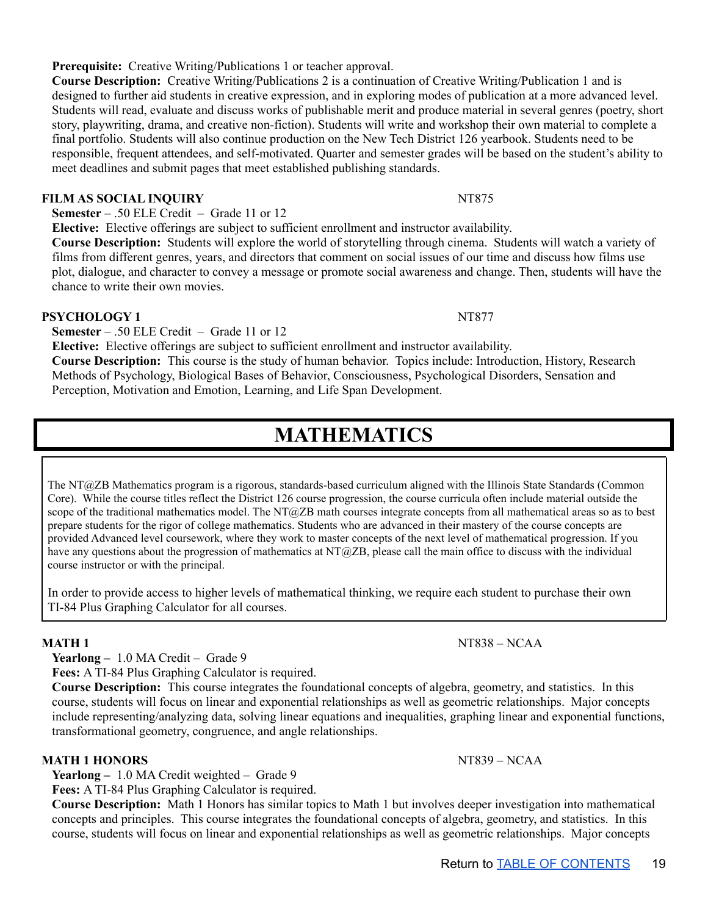**Prerequisite:** Creative Writing/Publications 1 or teacher approval.

**Course Description:** Creative Writing/Publications 2 is a continuation of Creative Writing/Publication 1 and is designed to further aid students in creative expression, and in exploring modes of publication at a more advanced level. Students will read, evaluate and discuss works of publishable merit and produce material in several genres (poetry, short story, playwriting, drama, and creative non-fiction). Students will write and workshop their own material to complete a final portfolio. Students will also continue production on the New Tech District 126 yearbook. Students need to be responsible, frequent attendees, and self-motivated. Quarter and semester grades will be based on the student's ability to meet deadlines and submit pages that meet established publishing standards.

### FILM AS SOCIAL INQUIRY — NT875

**Semester** – .50 ELE Credit – Grade 11 or 12

**Elective:** Elective offerings are subject to sufficient enrollment and instructor availability.

**Course Description:** Students will explore the world of storytelling through cinema. Students will watch a variety of films from different genres, years, and directors that comment on social issues of our time and discuss how films use plot, dialogue, and character to convey a message or promote social awareness and change. Then, students will have the chance to write their own movies.

### PSYCHOLOGY 1 — NT877

**Semester** – .50 ELE Credit – Grade 11 or 12

**Elective:** Elective offerings are subject to sufficient enrollment and instructor availability.

**Course Description:** This course is the study of human behavior. Topics include: Introduction, History, Research Methods of Psychology, Biological Bases of Behavior, Consciousness, Psychological Disorders, Sensation and Perception, Motivation and Emotion, Learning, and Life Span Development.

# MATHEMATICS

The NT@ZB Mathematics program is a rigorous, standards-based curriculum aligned with the Illinois State Standards (Common Core). While the course titles reflect the District 126 course progression, the course curricula often include material outside the scope of the traditional mathematics model. The NT@ZB math courses integrate concepts from all mathematical areas so as to best prepare students for the rigor of college mathematics. Students who are advanced in their mastery of the course concepts are provided Advanced level coursework, where they work to master concepts of the next level of mathematical progression. If you have any questions about the progression of mathematics at NT@ZB, please call the main office to discuss with the individual course instructor or with the principal.

In order to provide access to higher levels of mathematical thinking, we require each student to purchase their own TI-84 Plus Graphing Calculator for all courses.

### MATH 1 — NT838 – NCAA

**Yearlong –** 1.0 MA Credit – Grade 9

**Fees:** A TI-84 Plus Graphing Calculator is required.

**Course Description:** This course integrates the foundational concepts of algebra, geometry, and statistics. In this course, students will focus on linear and exponential relationships as well as geometric relationships. Major concepts include representing/analyzing data, solving linear equations and inequalities, graphing linear and exponential functions, transformational geometry, congruence, and angle relationships.

### MATH 1 HONORS — NT839 – NCAA

**Yearlong –** 1.0 MA Credit weighted – Grade 9

**Fees:** A TI-84 Plus Graphing Calculator is required.

**Course Description:** Math 1 Honors has similar topics to Math 1 but involves deeper investigation into mathematical concepts and principles. This course integrates the foundational concepts of algebra, geometry, and statistics. In this course, students will focus on linear and exponential relationships as well as geometric relationships. Major concepts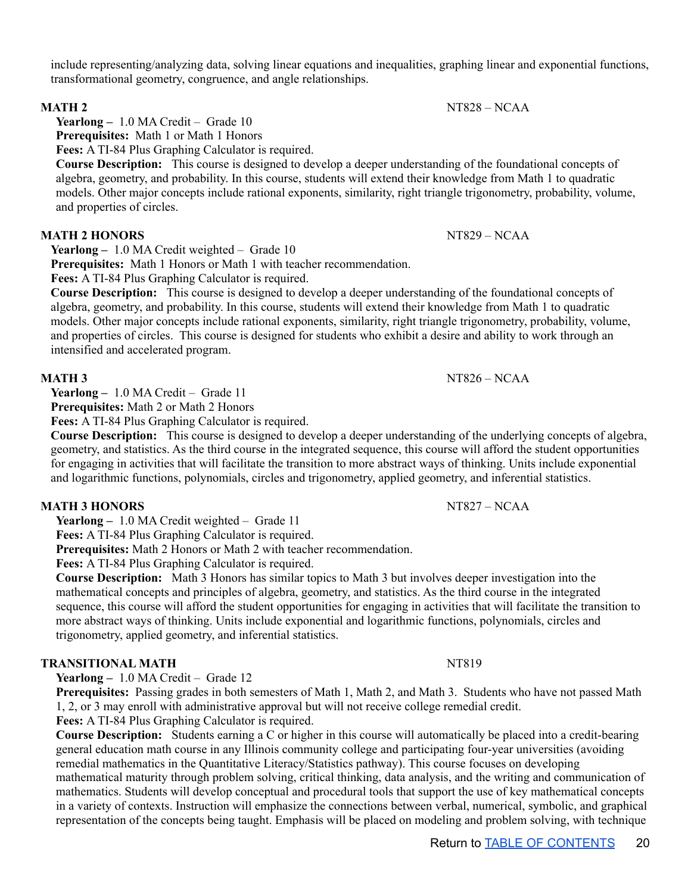include representing/analyzing data, solving linear equations and inequalities, graphing linear and exponential functions, transformational geometry, congruence, and angle relationships.

**MATH 2** NT828 – NCAA

**Yearlong –** 1.0 MA Credit – Grade 10
**Prerequisites:** Math 1 or Math 1 Honors
**Fees:** A TI-84 Plus Graphing Calculator is required.
**Course Description:** This course is designed to develop a deeper understanding of the foundational concepts of algebra, geometry, and probability. In this course, students will extend their knowledge from Math 1 to quadratic models. Other major concepts include rational exponents, similarity, right triangle trigonometry, probability, volume, and properties of circles.

**MATH 2 HONORS** NT829 – NCAA

**Yearlong –** 1.0 MA Credit weighted – Grade 10
**Prerequisites:** Math 1 Honors or Math 1 with teacher recommendation.
**Fees:** A TI-84 Plus Graphing Calculator is required.
**Course Description:** This course is designed to develop a deeper understanding of the foundational concepts of algebra, geometry, and probability. In this course, students will extend their knowledge from Math 1 to quadratic models. Other major concepts include rational exponents, similarity, right triangle trigonometry, probability, volume, and properties of circles. This course is designed for students who exhibit a desire and ability to work through an intensified and accelerated program.

**MATH 3** NT826 – NCAA

**Yearlong –** 1.0 MA Credit – Grade 11
**Prerequisites:** Math 2 or Math 2 Honors
**Fees:** A TI-84 Plus Graphing Calculator is required.
**Course Description:** This course is designed to develop a deeper understanding of the underlying concepts of algebra, geometry, and statistics. As the third course in the integrated sequence, this course will afford the student opportunities for engaging in activities that will facilitate the transition to more abstract ways of thinking. Units include exponential and logarithmic functions, polynomials, circles and trigonometry, applied geometry, and inferential statistics.

**MATH 3 HONORS** NT827 – NCAA

**Yearlong –** 1.0 MA Credit weighted – Grade 11
**Fees:** A TI-84 Plus Graphing Calculator is required.
**Prerequisites:** Math 2 Honors or Math 2 with teacher recommendation.
**Fees:** A TI-84 Plus Graphing Calculator is required.
**Course Description:** Math 3 Honors has similar topics to Math 3 but involves deeper investigation into the mathematical concepts and principles of algebra, geometry, and statistics. As the third course in the integrated sequence, this course will afford the student opportunities for engaging in activities that will facilitate the transition to more abstract ways of thinking. Units include exponential and logarithmic functions, polynomials, circles and trigonometry, applied geometry, and inferential statistics.

**TRANSITIONAL MATH** NT819

**Yearlong –** 1.0 MA Credit – Grade 12
**Prerequisites:** Passing grades in both semesters of Math 1, Math 2, and Math 3. Students who have not passed Math 1, 2, or 3 may enroll with administrative approval but will not receive college remedial credit.
**Fees:** A TI-84 Plus Graphing Calculator is required.
**Course Description:** Students earning a C or higher in this course will automatically be placed into a credit-bearing general education math course in any Illinois community college and participating four-year universities (avoiding remedial mathematics in the Quantitative Literacy/Statistics pathway). This course focuses on developing mathematical maturity through problem solving, critical thinking, data analysis, and the writing and communication of mathematics. Students will develop conceptual and procedural tools that support the use of key mathematical concepts in a variety of contexts. Instruction will emphasize the connections between verbal, numerical, symbolic, and graphical representation of the concepts being taught. Emphasis will be placed on modeling and problem solving, with technique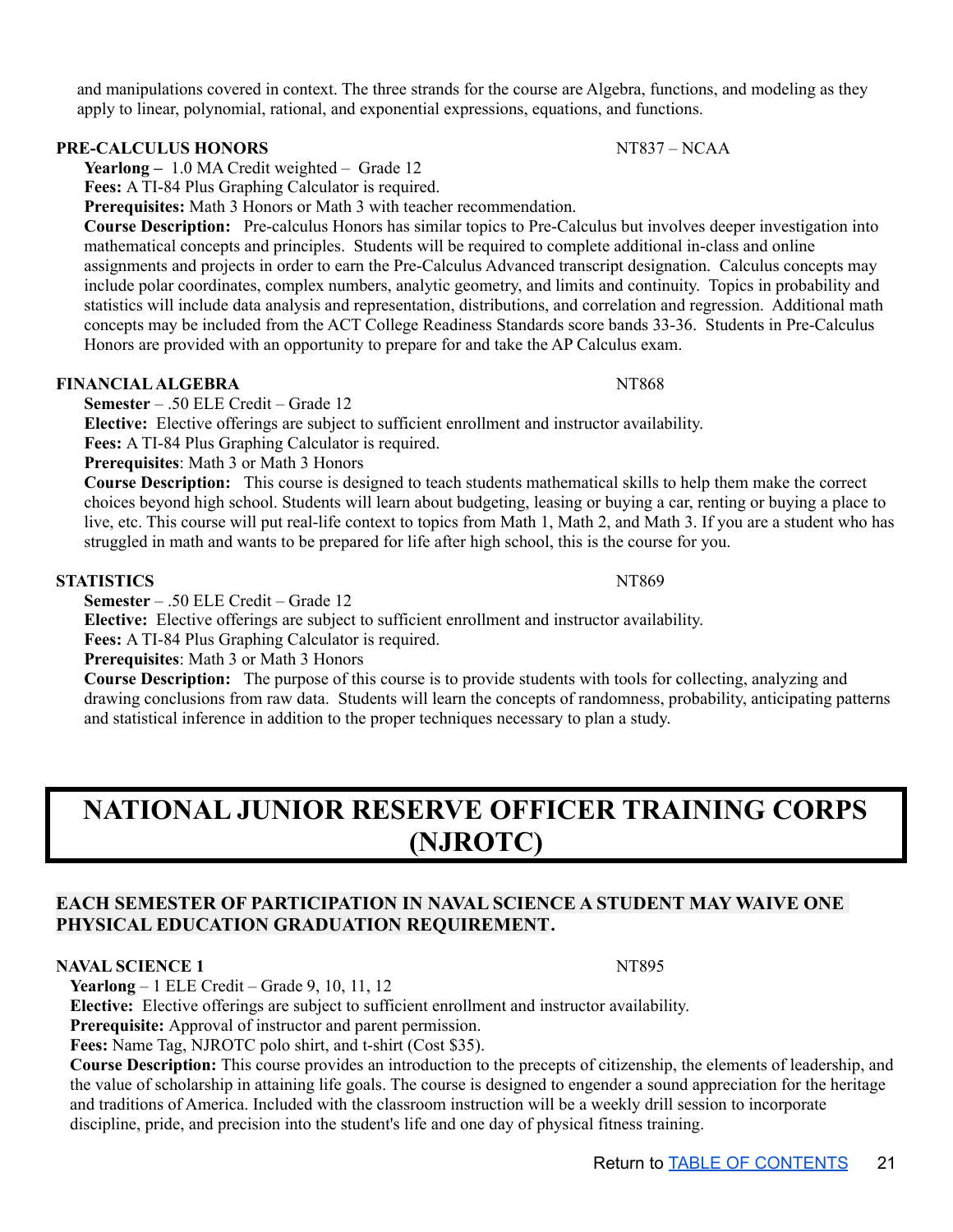and manipulations covered in context. The three strands for the course are Algebra, functions, and modeling as they apply to linear, polynomial, rational, and exponential expressions, equations, and functions.

**PRE-CALCULUS HONORS** NT837 – NCAA

**Yearlong –** 1.0 MA Credit weighted – Grade 12

**Fees:** A TI-84 Plus Graphing Calculator is required.

**Prerequisites:** Math 3 Honors or Math 3 with teacher recommendation.

**Course Description:** Pre-calculus Honors has similar topics to Pre-Calculus but involves deeper investigation into mathematical concepts and principles. Students will be required to complete additional in-class and online assignments and projects in order to earn the Pre-Calculus Advanced transcript designation. Calculus concepts may include polar coordinates, complex numbers, analytic geometry, and limits and continuity. Topics in probability and statistics will include data analysis and representation, distributions, and correlation and regression. Additional math concepts may be included from the ACT College Readiness Standards score bands 33-36. Students in Pre-Calculus Honors are provided with an opportunity to prepare for and take the AP Calculus exam.

**FINANCIAL ALGEBRA** NT868

**Semester** – .50 ELE Credit – Grade 12

**Elective:** Elective offerings are subject to sufficient enrollment and instructor availability.

**Fees:** A TI-84 Plus Graphing Calculator is required.

**Prerequisites**: Math 3 or Math 3 Honors

**Course Description:** This course is designed to teach students mathematical skills to help them make the correct choices beyond high school. Students will learn about budgeting, leasing or buying a car, renting or buying a place to live, etc. This course will put real-life context to topics from Math 1, Math 2, and Math 3. If you are a student who has struggled in math and wants to be prepared for life after high school, this is the course for you.

**STATISTICS** NT869

**Semester** – .50 ELE Credit – Grade 12

**Elective:** Elective offerings are subject to sufficient enrollment and instructor availability.

**Fees:** A TI-84 Plus Graphing Calculator is required.

**Prerequisites**: Math 3 or Math 3 Honors

**Course Description:** The purpose of this course is to provide students with tools for collecting, analyzing and drawing conclusions from raw data. Students will learn the concepts of randomness, probability, anticipating patterns and statistical inference in addition to the proper techniques necessary to plan a study.

# NATIONAL JUNIOR RESERVE OFFICER TRAINING CORPS (NJROTC)

**EACH SEMESTER OF PARTICIPATION IN NAVAL SCIENCE A STUDENT MAY WAIVE ONE PHYSICAL EDUCATION GRADUATION REQUIREMENT.**

**NAVAL SCIENCE 1** NT895

**Yearlong** – 1 ELE Credit – Grade 9, 10, 11, 12

**Elective:** Elective offerings are subject to sufficient enrollment and instructor availability.

**Prerequisite:** Approval of instructor and parent permission.

**Fees:** Name Tag, NJROTC polo shirt, and t-shirt (Cost $35).

**Course Description:** This course provides an introduction to the precepts of citizenship, the elements of leadership, and the value of scholarship in attaining life goals. The course is designed to engender a sound appreciation for the heritage and traditions of America. Included with the classroom instruction will be a weekly drill session to incorporate discipline, pride, and precision into the student's life and one day of physical fitness training.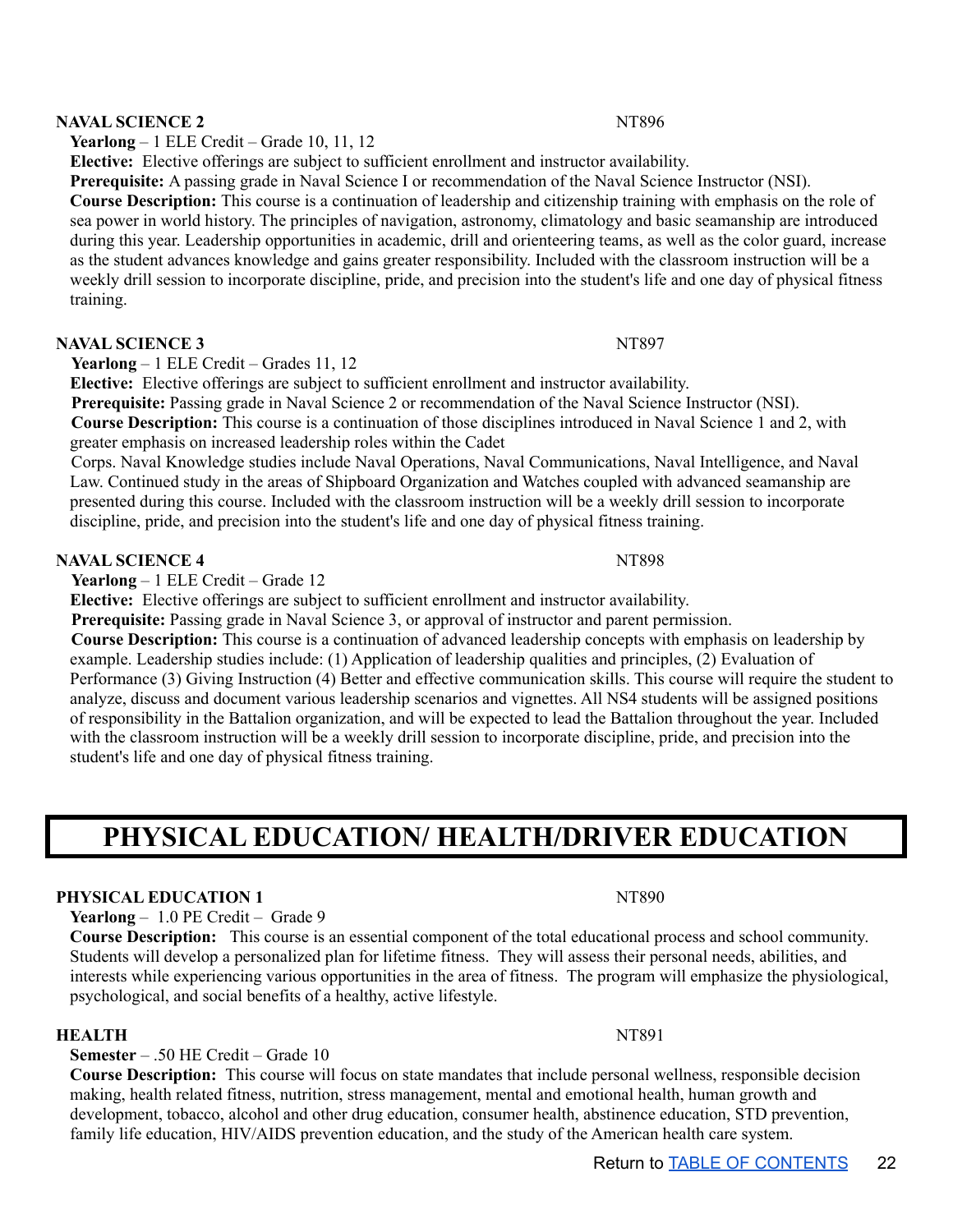**NAVAL SCIENCE 2** NT896

**Yearlong** – 1 ELE Credit – Grade 10, 11, 12

**Elective:** Elective offerings are subject to sufficient enrollment and instructor availability.

**Prerequisite:** A passing grade in Naval Science I or recommendation of the Naval Science Instructor (NSI).

**Course Description:** This course is a continuation of leadership and citizenship training with emphasis on the role of sea power in world history. The principles of navigation, astronomy, climatology and basic seamanship are introduced during this year. Leadership opportunities in academic, drill and orienteering teams, as well as the color guard, increase as the student advances knowledge and gains greater responsibility. Included with the classroom instruction will be a weekly drill session to incorporate discipline, pride, and precision into the student's life and one day of physical fitness training.

**NAVAL SCIENCE 3** NT897

**Yearlong** – 1 ELE Credit – Grades 11, 12

**Elective:** Elective offerings are subject to sufficient enrollment and instructor availability.

**Prerequisite:** Passing grade in Naval Science 2 or recommendation of the Naval Science Instructor (NSI).

**Course Description:** This course is a continuation of those disciplines introduced in Naval Science 1 and 2, with greater emphasis on increased leadership roles within the Cadet Corps. Naval Knowledge studies include Naval Operations, Naval Communications, Naval Intelligence, and Naval Law. Continued study in the areas of Shipboard Organization and Watches coupled with advanced seamanship are presented during this course. Included with the classroom instruction will be a weekly drill session to incorporate discipline, pride, and precision into the student's life and one day of physical fitness training.

**NAVAL SCIENCE 4** NT898

**Yearlong** – 1 ELE Credit – Grade 12

**Elective:** Elective offerings are subject to sufficient enrollment and instructor availability.

**Prerequisite:** Passing grade in Naval Science 3, or approval of instructor and parent permission.

**Course Description:** This course is a continuation of advanced leadership concepts with emphasis on leadership by example. Leadership studies include: (1) Application of leadership qualities and principles, (2) Evaluation of Performance (3) Giving Instruction (4) Better and effective communication skills. This course will require the student to analyze, discuss and document various leadership scenarios and vignettes. All NS4 students will be assigned positions of responsibility in the Battalion organization, and will be expected to lead the Battalion throughout the year. Included with the classroom instruction will be a weekly drill session to incorporate discipline, pride, and precision into the student's life and one day of physical fitness training.

# PHYSICAL EDUCATION/ HEALTH/DRIVER EDUCATION

**PHYSICAL EDUCATION 1** NT890

**Yearlong** – 1.0 PE Credit – Grade 9

**Course Description:** This course is an essential component of the total educational process and school community. Students will develop a personalized plan for lifetime fitness. They will assess their personal needs, abilities, and interests while experiencing various opportunities in the area of fitness. The program will emphasize the physiological, psychological, and social benefits of a healthy, active lifestyle.

**HEALTH** NT891

**Semester** – .50 HE Credit – Grade 10

**Course Description:** This course will focus on state mandates that include personal wellness, responsible decision making, health related fitness, nutrition, stress management, mental and emotional health, human growth and development, tobacco, alcohol and other drug education, consumer health, abstinence education, STD prevention, family life education, HIV/AIDS prevention education, and the study of the American health care system.

Return to [TABLE OF CONTENTS]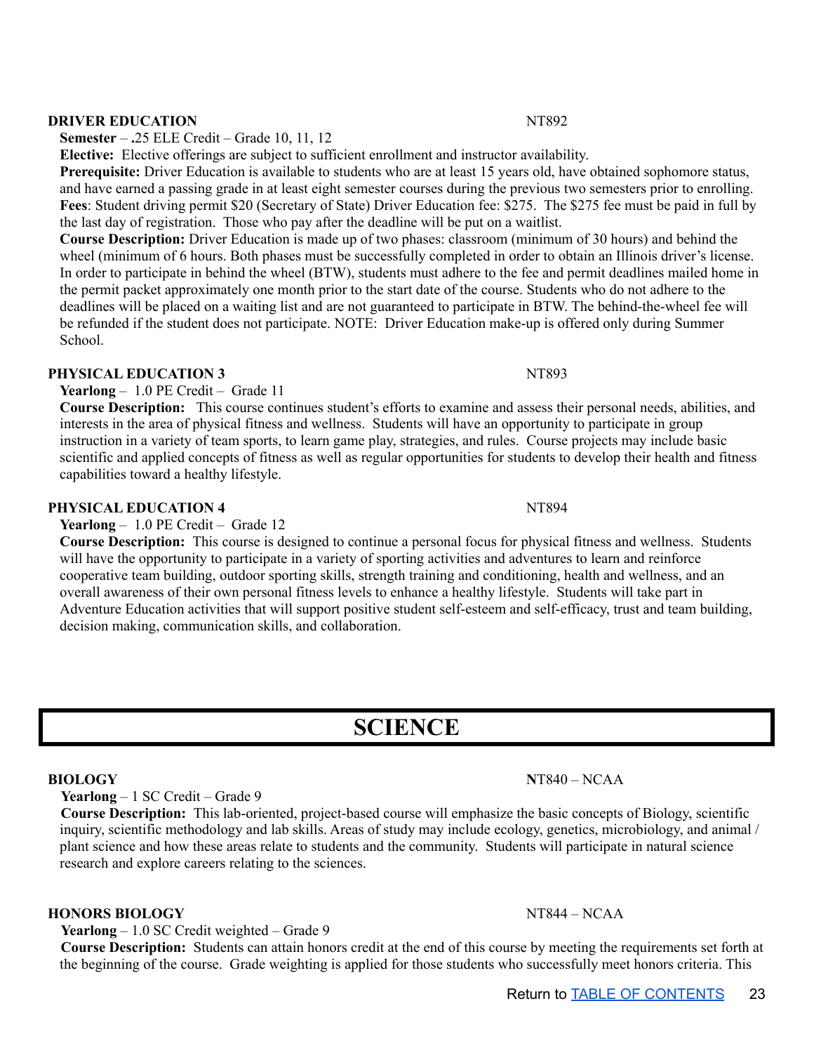**DRIVER EDUCATION** NT892

**Semester** – **.**25 ELE Credit – Grade 10, 11, 12

**Elective:** Elective offerings are subject to sufficient enrollment and instructor availability.

**Prerequisite:** Driver Education is available to students who are at least 15 years old, have obtained sophomore status, and have earned a passing grade in at least eight semester courses during the previous two semesters prior to enrolling.

**Fees**: Student driving permit $20 (Secretary of State) Driver Education fee: $275. The $275 fee must be paid in full by the last day of registration. Those who pay after the deadline will be put on a waitlist.

**Course Description:** Driver Education is made up of two phases: classroom (minimum of 30 hours) and behind the wheel (minimum of 6 hours. Both phases must be successfully completed in order to obtain an Illinois driver's license. In order to participate in behind the wheel (BTW), students must adhere to the fee and permit deadlines mailed home in the permit packet approximately one month prior to the start date of the course. Students who do not adhere to the deadlines will be placed on a waiting list and are not guaranteed to participate in BTW. The behind-the-wheel fee will be refunded if the student does not participate. NOTE: Driver Education make-up is offered only during Summer School.

**PHYSICAL EDUCATION 3** NT893

**Yearlong** – 1.0 PE Credit – Grade 11

**Course Description:** This course continues student's efforts to examine and assess their personal needs, abilities, and interests in the area of physical fitness and wellness. Students will have an opportunity to participate in group instruction in a variety of team sports, to learn game play, strategies, and rules. Course projects may include basic scientific and applied concepts of fitness as well as regular opportunities for students to develop their health and fitness capabilities toward a healthy lifestyle.

**PHYSICAL EDUCATION 4** NT894

**Yearlong** – 1.0 PE Credit – Grade 12

**Course Description:** This course is designed to continue a personal focus for physical fitness and wellness. Students will have the opportunity to participate in a variety of sporting activities and adventures to learn and reinforce cooperative team building, outdoor sporting skills, strength training and conditioning, health and wellness, and an overall awareness of their own personal fitness levels to enhance a healthy lifestyle. Students will take part in Adventure Education activities that will support positive student self-esteem and self-efficacy, trust and team building, decision making, communication skills, and collaboration.

# SCIENCE

**BIOLOGY** **N**T840 – NCAA

**Yearlong** – 1 SC Credit – Grade 9

**Course Description:** This lab-oriented, project-based course will emphasize the basic concepts of Biology, scientific inquiry, scientific methodology and lab skills. Areas of study may include ecology, genetics, microbiology, and animal / plant science and how these areas relate to students and the community. Students will participate in natural science research and explore careers relating to the sciences.

**HONORS BIOLOGY** NT844 – NCAA

**Yearlong** – 1.0 SC Credit weighted – Grade 9

**Course Description:** Students can attain honors credit at the end of this course by meeting the requirements set forth at the beginning of the course. Grade weighting is applied for those students who successfully meet honors criteria. This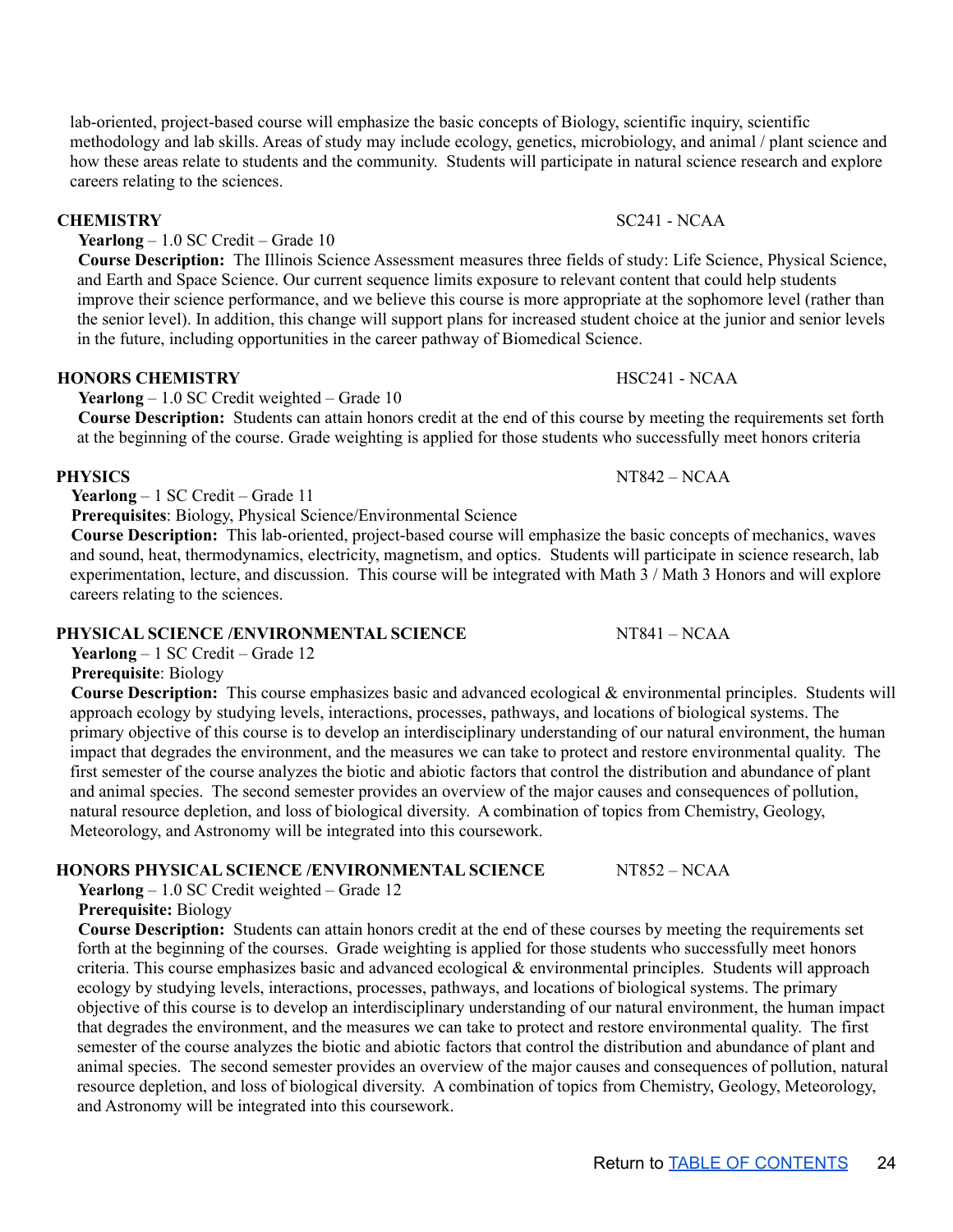lab-oriented, project-based course will emphasize the basic concepts of Biology, scientific inquiry, scientific methodology and lab skills. Areas of study may include ecology, genetics, microbiology, and animal / plant science and how these areas relate to students and the community. Students will participate in natural science research and explore careers relating to the sciences.

**CHEMISTRY** SC241 - NCAA

**Yearlong** – 1.0 SC Credit – Grade 10

**Course Description:** The Illinois Science Assessment measures three fields of study: Life Science, Physical Science, and Earth and Space Science. Our current sequence limits exposure to relevant content that could help students improve their science performance, and we believe this course is more appropriate at the sophomore level (rather than the senior level). In addition, this change will support plans for increased student choice at the junior and senior levels in the future, including opportunities in the career pathway of Biomedical Science.

**HONORS CHEMISTRY** HSC241 - NCAA

**Yearlong** – 1.0 SC Credit weighted – Grade 10

**Course Description:** Students can attain honors credit at the end of this course by meeting the requirements set forth at the beginning of the course. Grade weighting is applied for those students who successfully meet honors criteria

**PHYSICS** NT842 – NCAA

**Yearlong** – 1 SC Credit – Grade 11

**Prerequisites**: Biology, Physical Science/Environmental Science

**Course Description:** This lab-oriented, project-based course will emphasize the basic concepts of mechanics, waves and sound, heat, thermodynamics, electricity, magnetism, and optics. Students will participate in science research, lab experimentation, lecture, and discussion. This course will be integrated with Math 3 / Math 3 Honors and will explore careers relating to the sciences.

**PHYSICAL SCIENCE /ENVIRONMENTAL SCIENCE** NT841 – NCAA

**Yearlong** – 1 SC Credit – Grade 12

**Prerequisite**: Biology

**Course Description:** This course emphasizes basic and advanced ecological & environmental principles. Students will approach ecology by studying levels, interactions, processes, pathways, and locations of biological systems. The primary objective of this course is to develop an interdisciplinary understanding of our natural environment, the human impact that degrades the environment, and the measures we can take to protect and restore environmental quality. The first semester of the course analyzes the biotic and abiotic factors that control the distribution and abundance of plant and animal species. The second semester provides an overview of the major causes and consequences of pollution, natural resource depletion, and loss of biological diversity. A combination of topics from Chemistry, Geology, Meteorology, and Astronomy will be integrated into this coursework.

**HONORS PHYSICAL SCIENCE /ENVIRONMENTAL SCIENCE** NT852 – NCAA

**Yearlong** – 1.0 SC Credit weighted – Grade 12

**Prerequisite:** Biology

**Course Description:** Students can attain honors credit at the end of these courses by meeting the requirements set forth at the beginning of the courses. Grade weighting is applied for those students who successfully meet honors criteria. This course emphasizes basic and advanced ecological & environmental principles. Students will approach ecology by studying levels, interactions, processes, pathways, and locations of biological systems. The primary objective of this course is to develop an interdisciplinary understanding of our natural environment, the human impact that degrades the environment, and the measures we can take to protect and restore environmental quality. The first semester of the course analyzes the biotic and abiotic factors that control the distribution and abundance of plant and animal species. The second semester provides an overview of the major causes and consequences of pollution, natural resource depletion, and loss of biological diversity. A combination of topics from Chemistry, Geology, Meteorology, and Astronomy will be integrated into this coursework.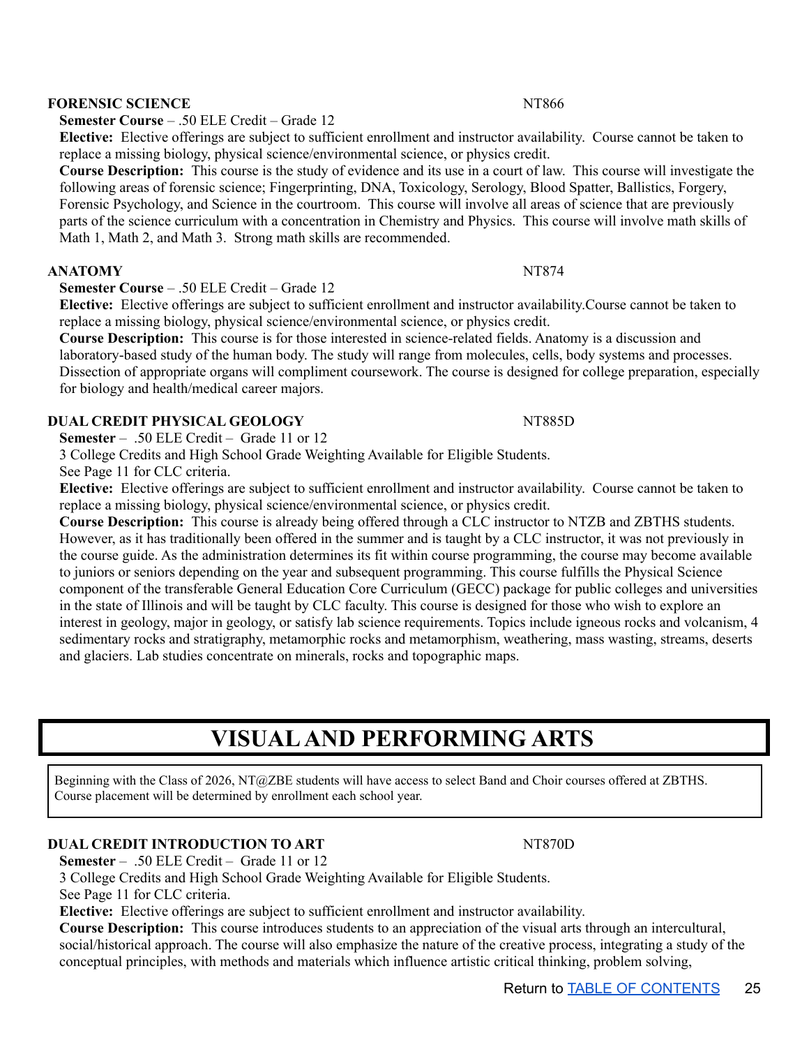### FORENSIC SCIENCE NT866

**Semester Course** – .50 ELE Credit – Grade 12

**Elective:** Elective offerings are subject to sufficient enrollment and instructor availability. Course cannot be taken to replace a missing biology, physical science/environmental science, or physics credit.

**Course Description:** This course is the study of evidence and its use in a court of law. This course will investigate the following areas of forensic science; Fingerprinting, DNA, Toxicology, Serology, Blood Spatter, Ballistics, Forgery, Forensic Psychology, and Science in the courtroom. This course will involve all areas of science that are previously parts of the science curriculum with a concentration in Chemistry and Physics. This course will involve math skills of Math 1, Math 2, and Math 3. Strong math skills are recommended.

### ANATOMY NT874

**Semester Course** – .50 ELE Credit – Grade 12

**Elective:** Elective offerings are subject to sufficient enrollment and instructor availability.Course cannot be taken to replace a missing biology, physical science/environmental science, or physics credit.

**Course Description:** This course is for those interested in science-related fields. Anatomy is a discussion and laboratory-based study of the human body. The study will range from molecules, cells, body systems and processes. Dissection of appropriate organs will compliment coursework. The course is designed for college preparation, especially for biology and health/medical career majors.

### DUAL CREDIT PHYSICAL GEOLOGY NT885D

**Semester** – .50 ELE Credit – Grade 11 or 12

3 College Credits and High School Grade Weighting Available for Eligible Students.

See Page 11 for CLC criteria.

**Elective:** Elective offerings are subject to sufficient enrollment and instructor availability. Course cannot be taken to replace a missing biology, physical science/environmental science, or physics credit.

**Course Description:** This course is already being offered through a CLC instructor to NTZB and ZBTHS students. However, as it has traditionally been offered in the summer and is taught by a CLC instructor, it was not previously in the course guide. As the administration determines its fit within course programming, the course may become available to juniors or seniors depending on the year and subsequent programming. This course fulfills the Physical Science component of the transferable General Education Core Curriculum (GECC) package for public colleges and universities in the state of Illinois and will be taught by CLC faculty. This course is designed for those who wish to explore an interest in geology, major in geology, or satisfy lab science requirements. Topics include igneous rocks and volcanism, 4 sedimentary rocks and stratigraphy, metamorphic rocks and metamorphism, weathering, mass wasting, streams, deserts and glaciers. Lab studies concentrate on minerals, rocks and topographic maps.

# VISUAL AND PERFORMING ARTS

Beginning with the Class of 2026, NT@ZBE students will have access to select Band and Choir courses offered at ZBTHS. Course placement will be determined by enrollment each school year.

### DUAL CREDIT INTRODUCTION TO ART NT870D

**Semester** – .50 ELE Credit – Grade 11 or 12

3 College Credits and High School Grade Weighting Available for Eligible Students.

See Page 11 for CLC criteria.

**Elective:** Elective offerings are subject to sufficient enrollment and instructor availability.

**Course Description:** This course introduces students to an appreciation of the visual arts through an intercultural, social/historical approach. The course will also emphasize the nature of the creative process, integrating a study of the conceptual principles, with methods and materials which influence artistic critical thinking, problem solving,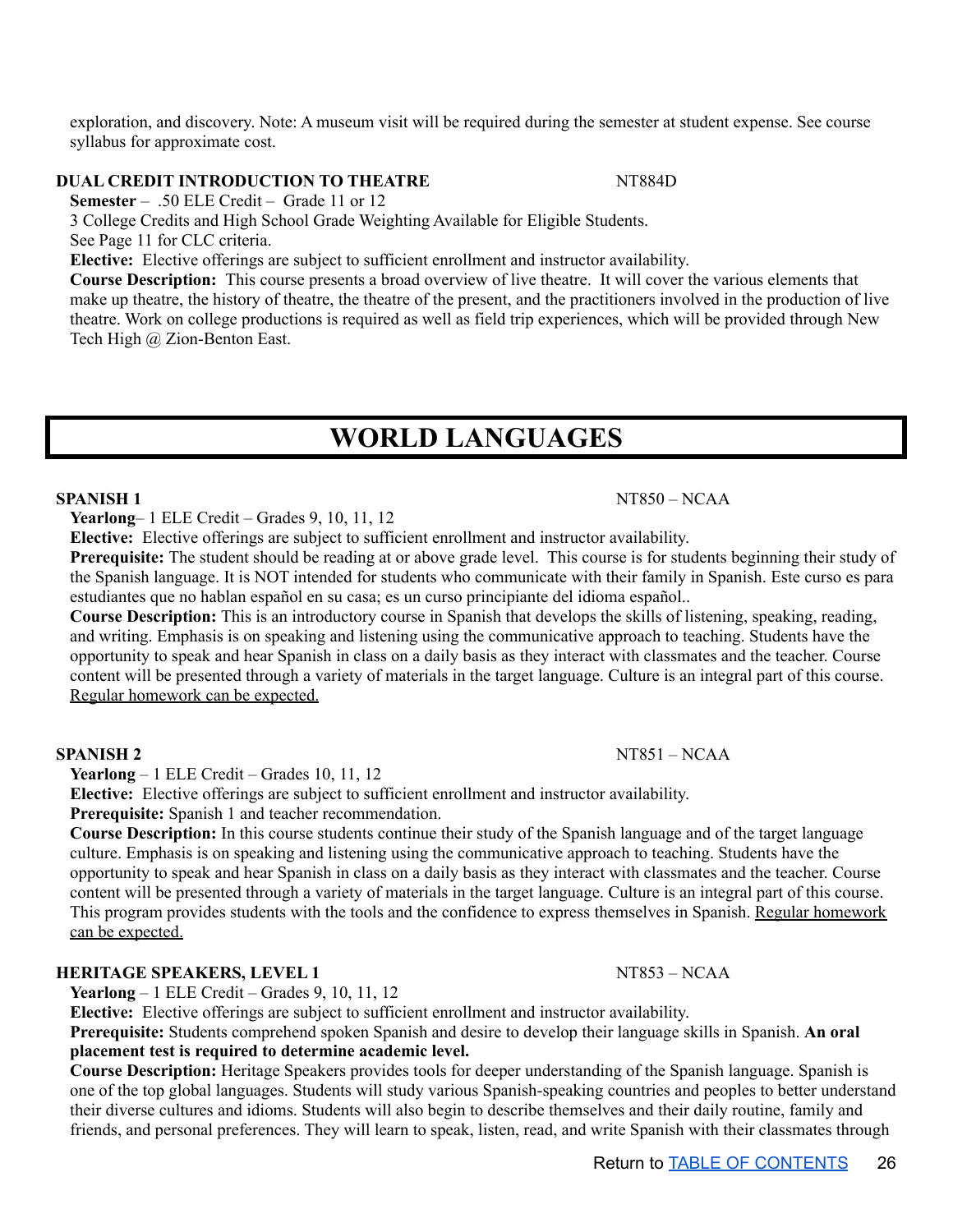exploration, and discovery. Note: A museum visit will be required during the semester at student expense. See course syllabus for approximate cost.

**DUAL CREDIT INTRODUCTION TO THEATRE** NT884D

**Semester** – .50 ELE Credit – Grade 11 or 12

3 College Credits and High School Grade Weighting Available for Eligible Students.

See Page 11 for CLC criteria.

**Elective:** Elective offerings are subject to sufficient enrollment and instructor availability.

**Course Description:** This course presents a broad overview of live theatre. It will cover the various elements that make up theatre, the history of theatre, the theatre of the present, and the practitioners involved in the production of live theatre. Work on college productions is required as well as field trip experiences, which will be provided through New Tech High @ Zion-Benton East.

# WORLD LANGUAGES

**SPANISH 1** NT850 – NCAA

**Yearlong**– 1 ELE Credit – Grades 9, 10, 11, 12

**Elective:** Elective offerings are subject to sufficient enrollment and instructor availability.

**Prerequisite:** The student should be reading at or above grade level. This course is for students beginning their study of the Spanish language. It is NOT intended for students who communicate with their family in Spanish. Este curso es para estudiantes que no hablan español en su casa; es un curso principiante del idioma español..

**Course Description:** This is an introductory course in Spanish that develops the skills of listening, speaking, reading, and writing. Emphasis is on speaking and listening using the communicative approach to teaching. Students have the opportunity to speak and hear Spanish in class on a daily basis as they interact with classmates and the teacher. Course content will be presented through a variety of materials in the target language. Culture is an integral part of this course. Regular homework can be expected.

**SPANISH 2** NT851 – NCAA

**Yearlong** – 1 ELE Credit – Grades 10, 11, 12

**Elective:** Elective offerings are subject to sufficient enrollment and instructor availability.

**Prerequisite:** Spanish 1 and teacher recommendation.

**Course Description:** In this course students continue their study of the Spanish language and of the target language culture. Emphasis is on speaking and listening using the communicative approach to teaching. Students have the opportunity to speak and hear Spanish in class on a daily basis as they interact with classmates and the teacher. Course content will be presented through a variety of materials in the target language. Culture is an integral part of this course. This program provides students with the tools and the confidence to express themselves in Spanish. Regular homework can be expected.

**HERITAGE SPEAKERS, LEVEL 1** NT853 – NCAA

**Yearlong** – 1 ELE Credit – Grades 9, 10, 11, 12

**Elective:** Elective offerings are subject to sufficient enrollment and instructor availability.

**Prerequisite:** Students comprehend spoken Spanish and desire to develop their language skills in Spanish. **An oral placement test is required to determine academic level.**

**Course Description:** Heritage Speakers provides tools for deeper understanding of the Spanish language. Spanish is one of the top global languages. Students will study various Spanish-speaking countries and peoples to better understand their diverse cultures and idioms. Students will also begin to describe themselves and their daily routine, family and friends, and personal preferences. They will learn to speak, listen, read, and write Spanish with their classmates through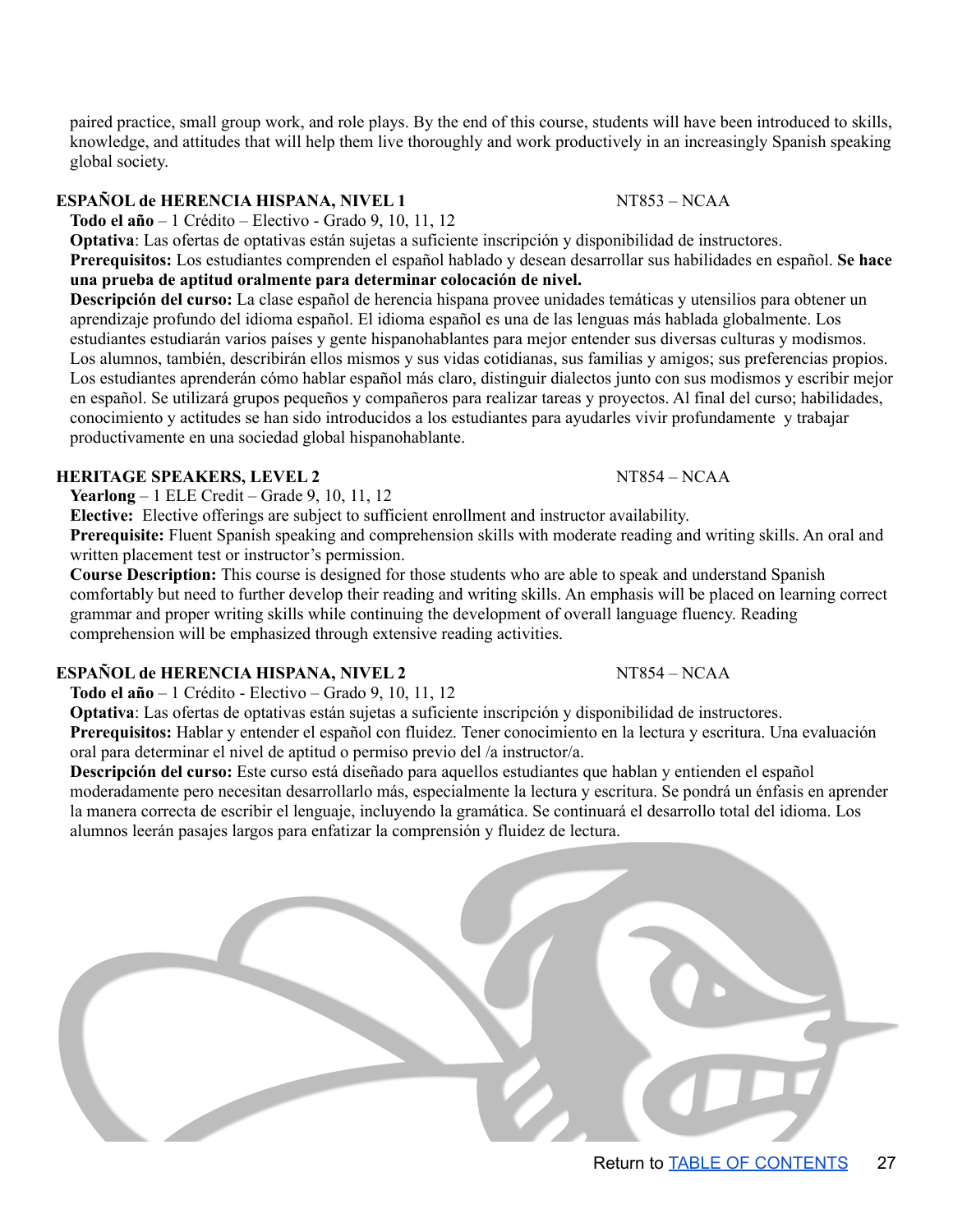paired practice, small group work, and role plays. By the end of this course, students will have been introduced to skills, knowledge, and attitudes that will help them live thoroughly and work productively in an increasingly Spanish speaking global society.

### ESPAÑOL de HERENCIA HISPANA, NIVEL 1 — NT853 – NCAA

**Todo el año** – 1 Crédito – Electivo - Grado 9, 10, 11, 12

**Optativa**: Las ofertas de optativas están sujetas a suficiente inscripción y disponibilidad de instructores.

**Prerequisitos:** Los estudiantes comprenden el español hablado y desean desarrollar sus habilidades en español. **Se hace una prueba de aptitud oralmente para determinar colocación de nivel.**

**Descripción del curso:** La clase español de herencia hispana provee unidades temáticas y utensilios para obtener un aprendizaje profundo del idioma español. El idioma español es una de las lenguas más hablada globalmente. Los estudiantes estudiarán varios países y gente hispanohablantes para mejor entender sus diversas culturas y modismos. Los alumnos, también, describirán ellos mismos y sus vidas cotidianas, sus familias y amigos; sus preferencias propios. Los estudiantes aprenderán cómo hablar español más claro, distinguir dialectos junto con sus modismos y escribir mejor en español. Se utilizará grupos pequeños y compañeros para realizar tareas y proyectos. Al final del curso; habilidades, conocimiento y actitudes se han sido introducidos a los estudiantes para ayudarles vivir profundamente y trabajar productivamente en una sociedad global hispanohablante.

### HERITAGE SPEAKERS, LEVEL 2 — NT854 – NCAA

**Yearlong** – 1 ELE Credit – Grade 9, 10, 11, 12

**Elective:** Elective offerings are subject to sufficient enrollment and instructor availability.

**Prerequisite:** Fluent Spanish speaking and comprehension skills with moderate reading and writing skills. An oral and written placement test or instructor's permission.

**Course Description:** This course is designed for those students who are able to speak and understand Spanish comfortably but need to further develop their reading and writing skills. An emphasis will be placed on learning correct grammar and proper writing skills while continuing the development of overall language fluency. Reading comprehension will be emphasized through extensive reading activities.

### ESPAÑOL de HERENCIA HISPANA, NIVEL 2 — NT854 – NCAA

**Todo el año** – 1 Crédito - Electivo – Grado 9, 10, 11, 12

**Optativa**: Las ofertas de optativas están sujetas a suficiente inscripción y disponibilidad de instructores.

**Prerequisitos:** Hablar y entender el español con fluidez. Tener conocimiento en la lectura y escritura. Una evaluación oral para determinar el nivel de aptitud o permiso previo del /a instructor/a.

**Descripción del curso:** Este curso está diseñado para aquellos estudiantes que hablan y entienden el español moderadamente pero necesitan desarrollarlo más, especialmente la lectura y escritura. Se pondrá un énfasis en aprender la manera correcta de escribir el lenguaje, incluyendo la gramática. Se continuará el desarrollo total del idioma. Los alumnos leerán pasajes largos para enfatizar la comprensión y fluidez de lectura.

Return to TABLE OF CONTENTS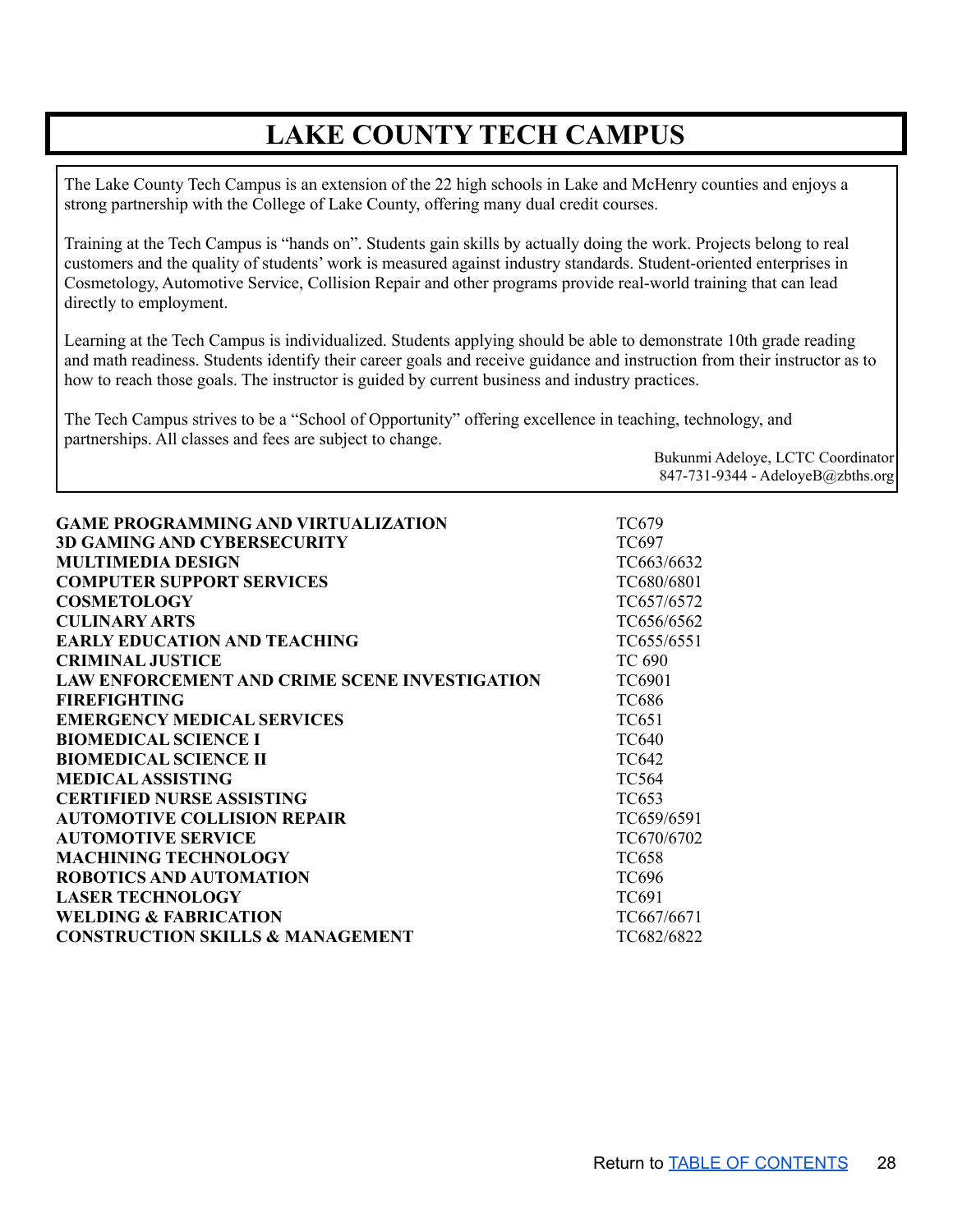# LAKE COUNTY TECH CAMPUS

The Lake County Tech Campus is an extension of the 22 high schools in Lake and McHenry counties and enjoys a strong partnership with the College of Lake County, offering many dual credit courses.

Training at the Tech Campus is "hands on". Students gain skills by actually doing the work. Projects belong to real customers and the quality of students' work is measured against industry standards. Student-oriented enterprises in Cosmetology, Automotive Service, Collision Repair and other programs provide real-world training that can lead directly to employment.

Learning at the Tech Campus is individualized. Students applying should be able to demonstrate 10th grade reading and math readiness. Students identify their career goals and receive guidance and instruction from their instructor as to how to reach those goals. The instructor is guided by current business and industry practices.

The Tech Campus strives to be a "School of Opportunity" offering excellence in teaching, technology, and partnerships. All classes and fees are subject to change.

Bukunmi Adeloye, LCTC Coordinator
847-731-9344 - AdeloyeB@zbths.org

| Course | Code |
|---|---|
| **GAME PROGRAMMING AND VIRTUALIZATION** | TC679 |
| **3D GAMING AND CYBERSECURITY** | TC697 |
| **MULTIMEDIA DESIGN** | TC663/6632 |
| **COMPUTER SUPPORT SERVICES** | TC680/6801 |
| **COSMETOLOGY** | TC657/6572 |
| **CULINARY ARTS** | TC656/6562 |
| **EARLY EDUCATION AND TEACHING** | TC655/6551 |
| **CRIMINAL JUSTICE** | TC 690 |
| **LAW ENFORCEMENT AND CRIME SCENE INVESTIGATION** | TC6901 |
| **FIREFIGHTING** | TC686 |
| **EMERGENCY MEDICAL SERVICES** | TC651 |
| **BIOMEDICAL SCIENCE I** | TC640 |
| **BIOMEDICAL SCIENCE II** | TC642 |
| **MEDICAL ASSISTING** | TC564 |
| **CERTIFIED NURSE ASSISTING** | TC653 |
| **AUTOMOTIVE COLLISION REPAIR** | TC659/6591 |
| **AUTOMOTIVE SERVICE** | TC670/6702 |
| **MACHINING TECHNOLOGY** | TC658 |
| **ROBOTICS AND AUTOMATION** | TC696 |
| **LASER TECHNOLOGY** | TC691 |
| **WELDING & FABRICATION** | TC667/6671 |
| **CONSTRUCTION SKILLS & MANAGEMENT** | TC682/6822 |

Return to [TABLE OF CONTENTS]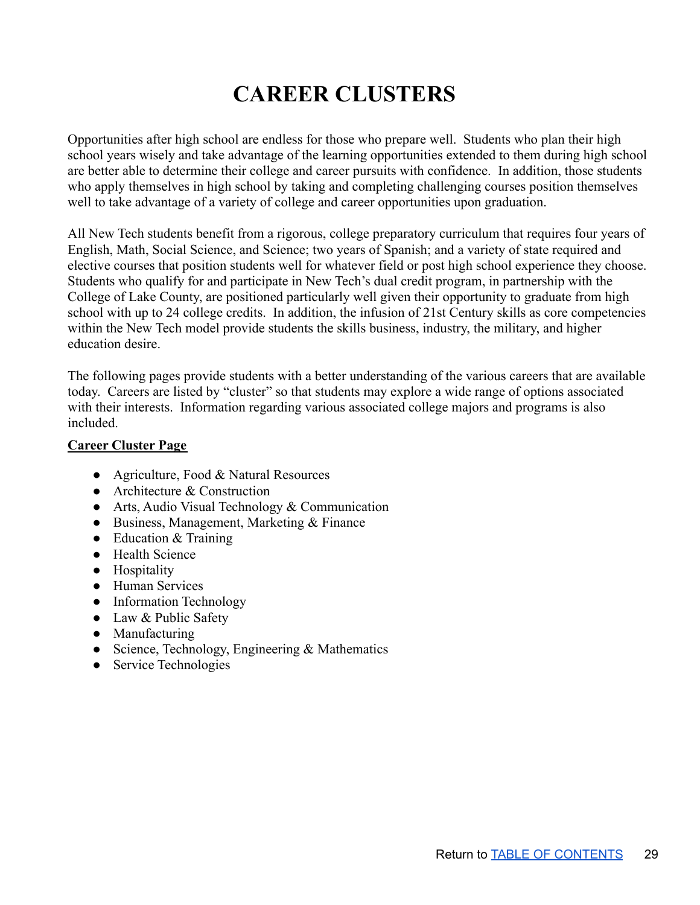# CAREER CLUSTERS

Opportunities after high school are endless for those who prepare well. Students who plan their high school years wisely and take advantage of the learning opportunities extended to them during high school are better able to determine their college and career pursuits with confidence. In addition, those students who apply themselves in high school by taking and completing challenging courses position themselves well to take advantage of a variety of college and career opportunities upon graduation.

All New Tech students benefit from a rigorous, college preparatory curriculum that requires four years of English, Math, Social Science, and Science; two years of Spanish; and a variety of state required and elective courses that position students well for whatever field or post high school experience they choose. Students who qualify for and participate in New Tech's dual credit program, in partnership with the College of Lake County, are positioned particularly well given their opportunity to graduate from high school with up to 24 college credits. In addition, the infusion of 21st Century skills as core competencies within the New Tech model provide students the skills business, industry, the military, and higher education desire.

The following pages provide students with a better understanding of the various careers that are available today. Careers are listed by "cluster" so that students may explore a wide range of options associated with their interests. Information regarding various associated college majors and programs is also included.

**Career Cluster Page**

- Agriculture, Food & Natural Resources
- Architecture & Construction
- Arts, Audio Visual Technology & Communication
- Business, Management, Marketing & Finance
- Education & Training
- Health Science
- Hospitality
- Human Services
- Information Technology
- Law & Public Safety
- Manufacturing
- Science, Technology, Engineering & Mathematics
- Service Technologies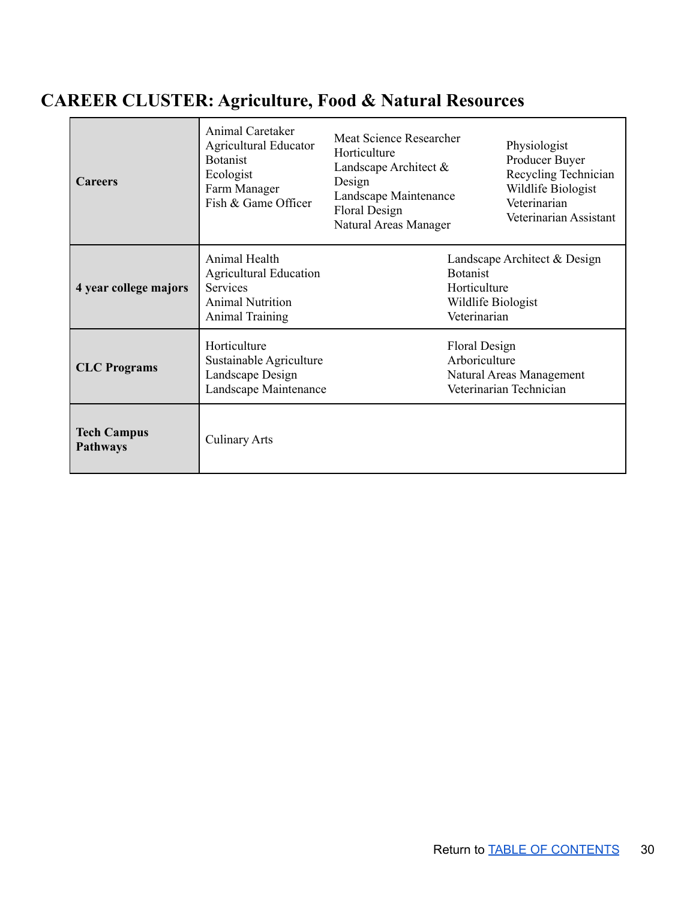## CAREER CLUSTER: Agriculture, Food & Natural Resources

| | | | |
|---|---|---|---|
| **Careers** | Animal Caretaker<br>Agricultural Educator<br>Botanist<br>Ecologist<br>Farm Manager<br>Fish & Game Officer | Meat Science Researcher<br>Horticulture<br>Landscape Architect & Design<br>Landscape Maintenance<br>Floral Design<br>Natural Areas Manager | Physiologist<br>Producer Buyer<br>Recycling Technician<br>Wildlife Biologist<br>Veterinarian<br>Veterinarian Assistant |
| **4 year college majors** | Animal Health<br>Agricultural Education Services<br>Animal Nutrition<br>Animal Training | | Landscape Architect & Design<br>Botanist<br>Horticulture<br>Wildlife Biologist<br>Veterinarian |
| **CLC Programs** | Horticulture<br>Sustainable Agriculture<br>Landscape Design<br>Landscape Maintenance | | Floral Design<br>Arboriculture<br>Natural Areas Management<br>Veterinarian Technician |
| **Tech Campus Pathways** | Culinary Arts | | |

Return to TABLE OF CONTENTS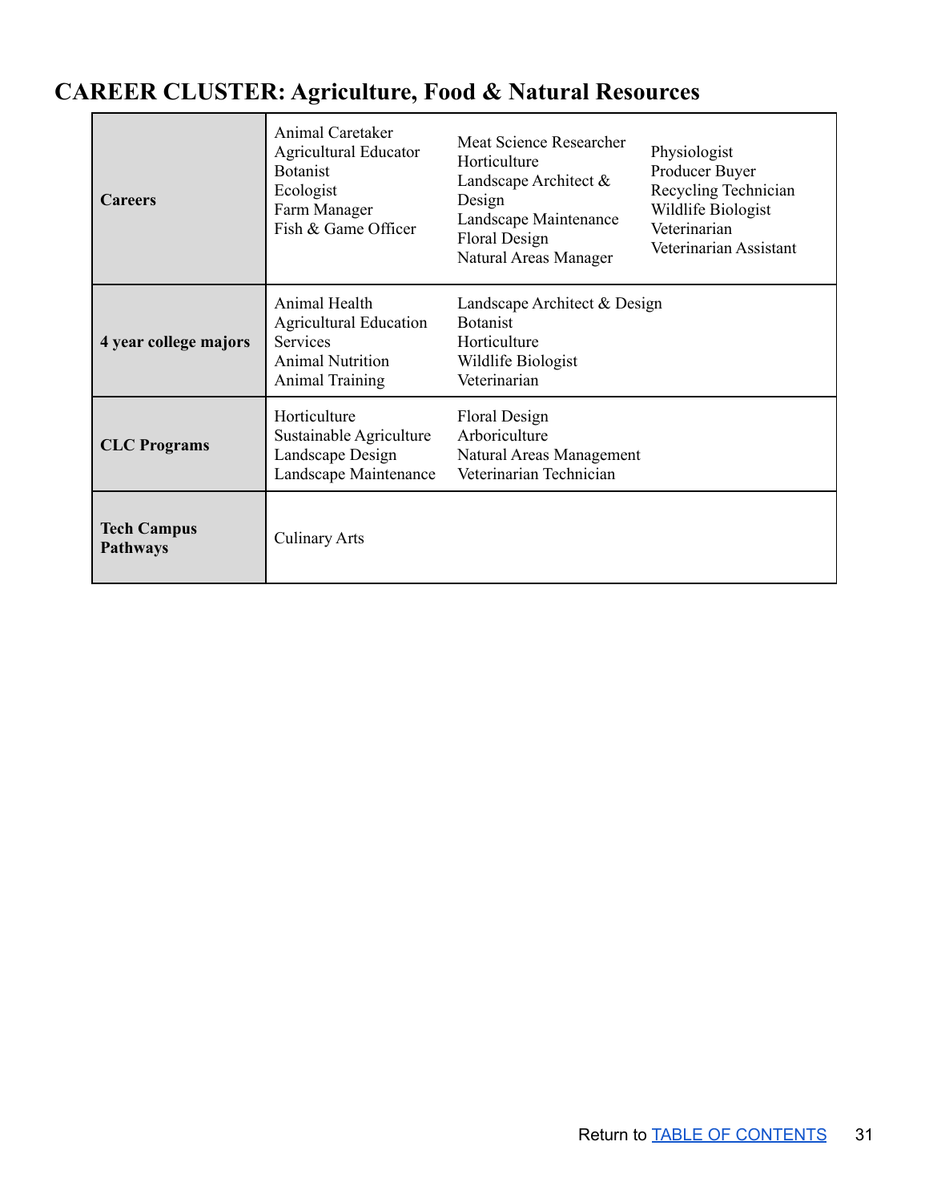## CAREER CLUSTER: Agriculture, Food & Natural Resources

| | | | |
|---|---|---|---|
| **Careers** | Animal Caretaker<br>Agricultural Educator<br>Botanist<br>Ecologist<br>Farm Manager<br>Fish & Game Officer | Meat Science Researcher<br>Horticulture<br>Landscape Architect & Design<br>Landscape Maintenance<br>Floral Design<br>Natural Areas Manager | Physiologist<br>Producer Buyer<br>Recycling Technician<br>Wildlife Biologist<br>Veterinarian<br>Veterinarian Assistant |
| **4 year college majors** | Animal Health<br>Agricultural Education Services<br>Animal Nutrition<br>Animal Training | Landscape Architect & Design<br>Botanist<br>Horticulture<br>Wildlife Biologist<br>Veterinarian | |
| **CLC Programs** | Horticulture<br>Sustainable Agriculture<br>Landscape Design<br>Landscape Maintenance | Floral Design<br>Arboriculture<br>Natural Areas Management<br>Veterinarian Technician | |
| **Tech Campus Pathways** | Culinary Arts | | |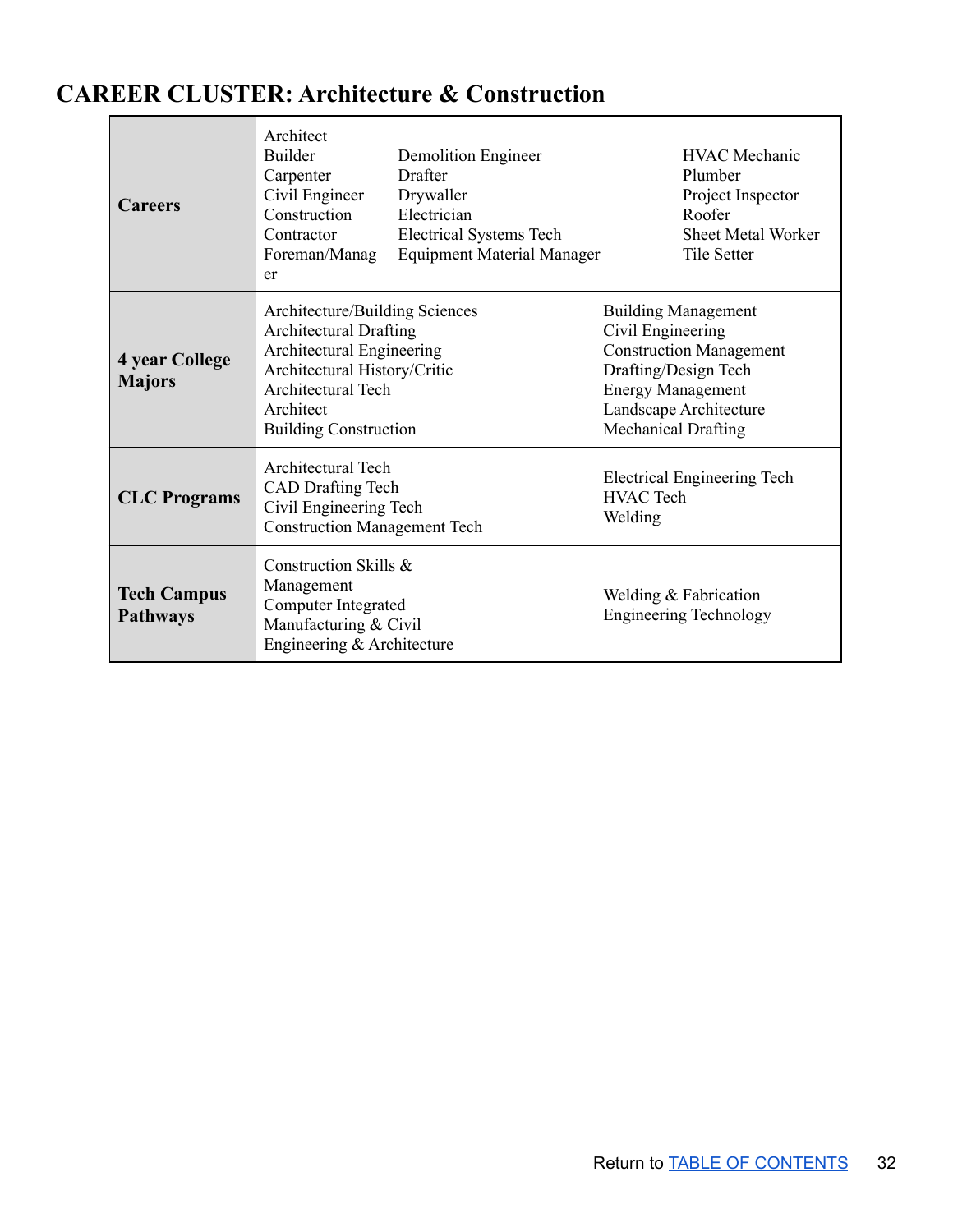## CAREER CLUSTER: Architecture & Construction

| | |
|---|---|
| **Careers** | Architect<br>Builder<br>Carpenter<br>Civil Engineer<br>Construction<br>Contractor<br>Foreman/Manager<br>Demolition Engineer<br>Drafter<br>Drywaller<br>Electrician<br>Electrical Systems Tech<br>Equipment Material Manager<br>HVAC Mechanic<br>Plumber<br>Project Inspector<br>Roofer<br>Sheet Metal Worker<br>Tile Setter |
| **4 year College Majors** | Architecture/Building Sciences<br>Architectural Drafting<br>Architectural Engineering<br>Architectural History/Critic<br>Architectural Tech<br>Architect<br>Building Construction<br>Building Management<br>Civil Engineering<br>Construction Management<br>Drafting/Design Tech<br>Energy Management<br>Landscape Architecture<br>Mechanical Drafting |
| **CLC Programs** | Architectural Tech<br>CAD Drafting Tech<br>Civil Engineering Tech<br>Construction Management Tech<br>Electrical Engineering Tech<br>HVAC Tech<br>Welding |
| **Tech Campus Pathways** | Construction Skills & Management<br>Computer Integrated Manufacturing & Civil Engineering & Architecture<br>Welding & Fabrication<br>Engineering Technology |

Return to [TABLE OF CONTENTS]()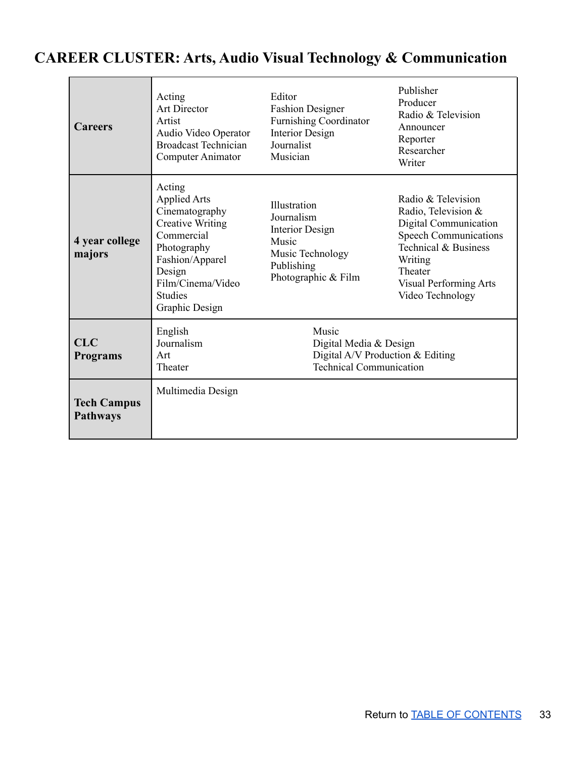# CAREER CLUSTER: Arts, Audio Visual Technology & Communication

| | | | |
|---|---|---|---|
| **Careers** | Acting<br>Art Director<br>Artist<br>Audio Video Operator<br>Broadcast Technician<br>Computer Animator | Editor<br>Fashion Designer<br>Furnishing Coordinator<br>Interior Design<br>Journalist<br>Musician | Publisher<br>Producer<br>Radio & Television Announcer<br>Reporter<br>Researcher<br>Writer |
| **4 year college majors** | Acting<br>Applied Arts<br>Cinematography<br>Creative Writing<br>Commercial Photography<br>Fashion/Apparel Design<br>Film/Cinema/Video Studies<br>Graphic Design | Illustration<br>Journalism<br>Interior Design<br>Music<br>Music Technology<br>Publishing<br>Photographic & Film | Radio & Television<br>Radio, Television & Digital Communication<br>Speech Communications<br>Technical & Business Writing<br>Theater<br>Visual Performing Arts<br>Video Technology |
| **CLC Programs** | English<br>Journalism<br>Art<br>Theater | Music<br>Digital Media & Design<br>Digital A/V Production & Editing<br>Technical Communication | |
| **Tech Campus Pathways** | Multimedia Design | | |

Return to TABLE OF CONTENTS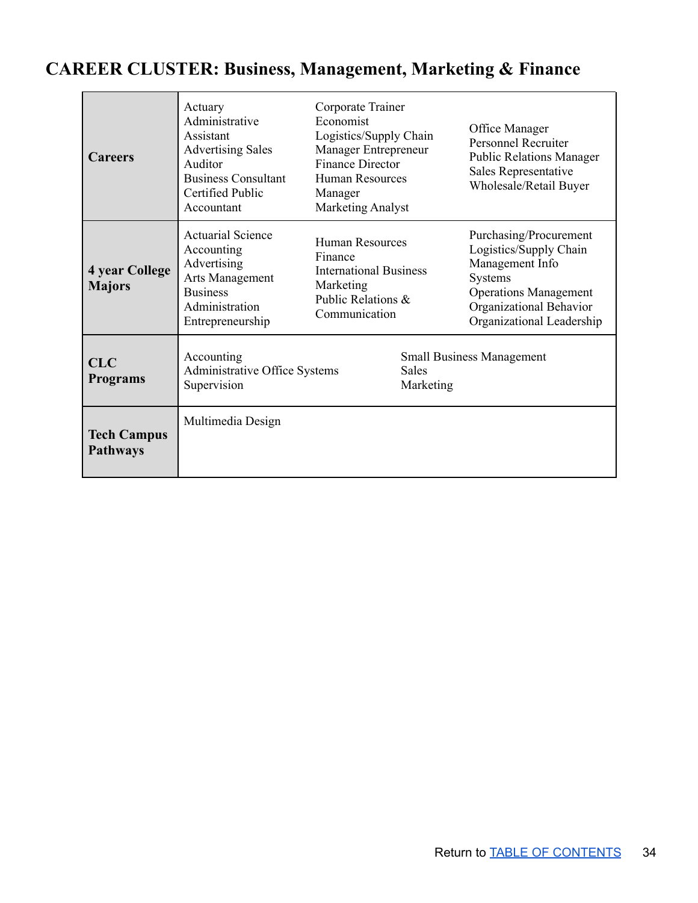# CAREER CLUSTER: Business, Management, Marketing & Finance

| | | | |
|---|---|---|---|
| **Careers** | Actuary<br>Administrative Assistant<br>Advertising Sales<br>Auditor<br>Business Consultant<br>Certified Public Accountant | Corporate Trainer<br>Economist<br>Logistics/Supply Chain Manager Entrepreneur<br>Finance Director<br>Human Resources Manager<br>Marketing Analyst | Office Manager<br>Personnel Recruiter<br>Public Relations Manager<br>Sales Representative<br>Wholesale/Retail Buyer |
| **4 year College Majors** | Actuarial Science<br>Accounting<br>Advertising<br>Arts Management<br>Business Administration<br>Entrepreneurship | Human Resources<br>Finance<br>International Business<br>Marketing<br>Public Relations & Communication | Purchasing/Procurement<br>Logistics/Supply Chain<br>Management Info Systems<br>Operations Management<br>Organizational Behavior<br>Organizational Leadership |
| **CLC Programs** | Accounting<br>Administrative Office Systems<br>Supervision | | Small Business Management<br>Sales<br>Marketing |
| **Tech Campus Pathways** | Multimedia Design | | |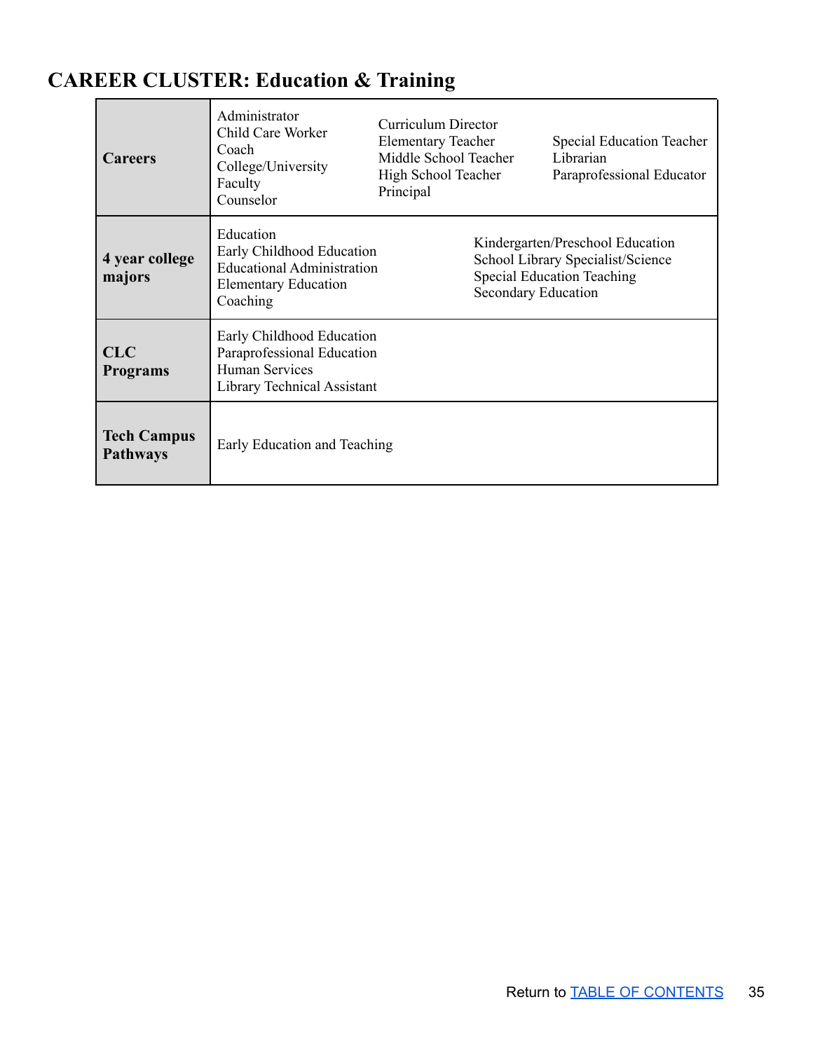# CAREER CLUSTER: Education & Training

| | |
|---|---|
| **Careers** | Administrator<br>Child Care Worker<br>Coach<br>College/University Faculty<br>Counselor<br>Curriculum Director<br>Elementary Teacher<br>Middle School Teacher<br>High School Teacher<br>Principal<br>Special Education Teacher<br>Librarian<br>Paraprofessional Educator |
| **4 year college majors** | Education<br>Early Childhood Education<br>Educational Administration<br>Elementary Education<br>Coaching<br>Kindergarten/Preschool Education<br>School Library Specialist/Science<br>Special Education Teaching<br>Secondary Education |
| **CLC Programs** | Early Childhood Education<br>Paraprofessional Education<br>Human Services<br>Library Technical Assistant |
| **Tech Campus Pathways** | Early Education and Teaching |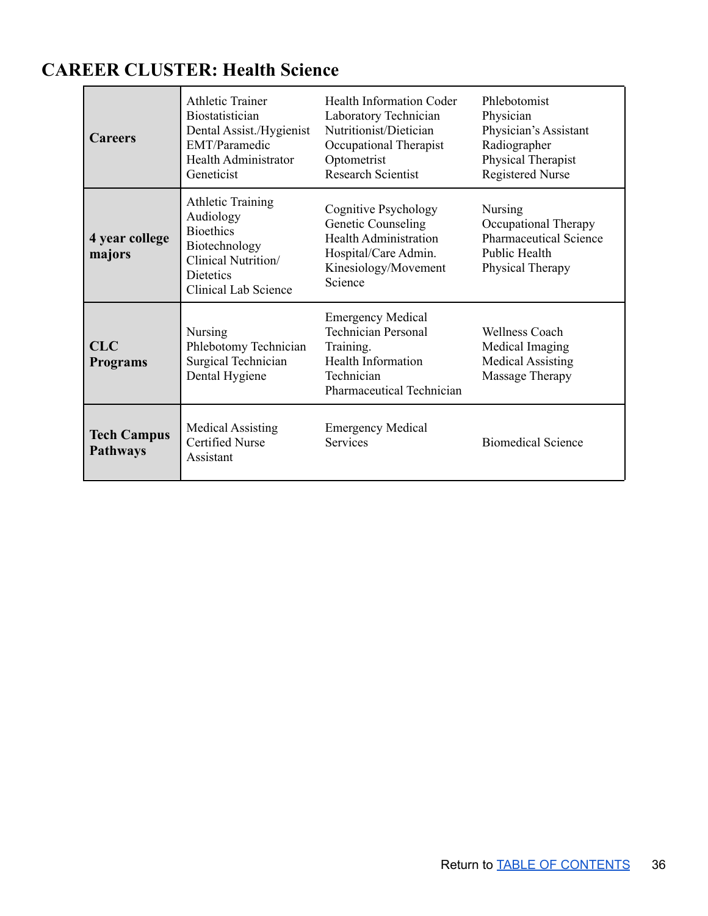## CAREER CLUSTER: Health Science

| | | | |
|---|---|---|---|
| **Careers** | Athletic Trainer<br>Biostatistician<br>Dental Assist./Hygienist<br>EMT/Paramedic<br>Health Administrator<br>Geneticist | Health Information Coder<br>Laboratory Technician<br>Nutritionist/Dietician<br>Occupational Therapist<br>Optometrist<br>Research Scientist | Phlebotomist<br>Physician<br>Physician's Assistant<br>Radiographer<br>Physical Therapist<br>Registered Nurse |
| **4 year college majors** | Athletic Training<br>Audiology<br>Bioethics<br>Biotechnology<br>Clinical Nutrition/ Dietetics<br>Clinical Lab Science | Cognitive Psychology<br>Genetic Counseling<br>Health Administration<br>Hospital/Care Admin.<br>Kinesiology/Movement Science | Nursing<br>Occupational Therapy<br>Pharmaceutical Science<br>Public Health<br>Physical Therapy |
| **CLC Programs** | Nursing<br>Phlebotomy Technician<br>Surgical Technician<br>Dental Hygiene | Emergency Medical Technician Personal Training.<br>Health Information Technician<br>Pharmaceutical Technician | Wellness Coach<br>Medical Imaging<br>Medical Assisting<br>Massage Therapy |
| **Tech Campus Pathways** | Medical Assisting<br>Certified Nurse Assistant | Emergency Medical Services | Biomedical Science |

Return to [TABLE OF CONTENTS]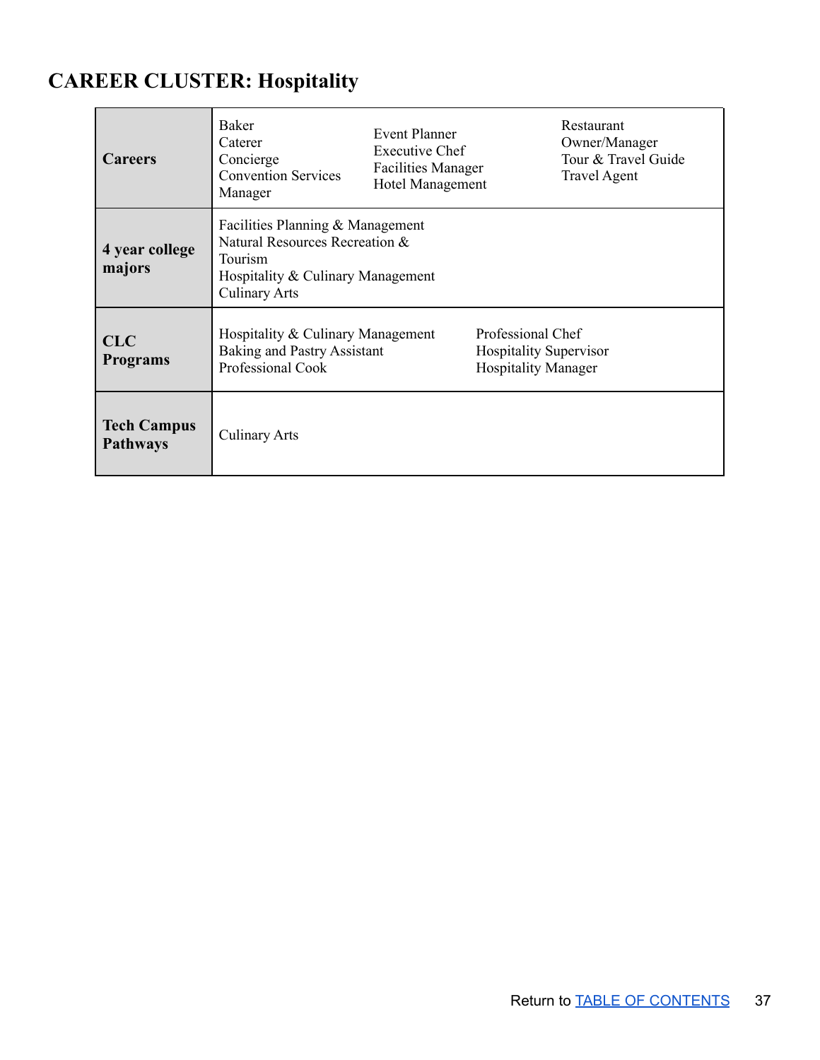# CAREER CLUSTER: Hospitality

| | |
|---|---|
| **Careers** | Baker<br>Caterer<br>Concierge<br>Convention Services Manager<br>Event Planner<br>Executive Chef<br>Facilities Manager<br>Hotel Management<br>Restaurant Owner/Manager<br>Tour & Travel Guide<br>Travel Agent |
| **4 year college majors** | Facilities Planning & Management<br>Natural Resources Recreation & Tourism<br>Hospitality & Culinary Management<br>Culinary Arts |
| **CLC Programs** | Hospitality & Culinary Management<br>Baking and Pastry Assistant<br>Professional Cook<br>Professional Chef<br>Hospitality Supervisor<br>Hospitality Manager |
| **Tech Campus Pathways** | Culinary Arts |

Return to TABLE OF CONTENTS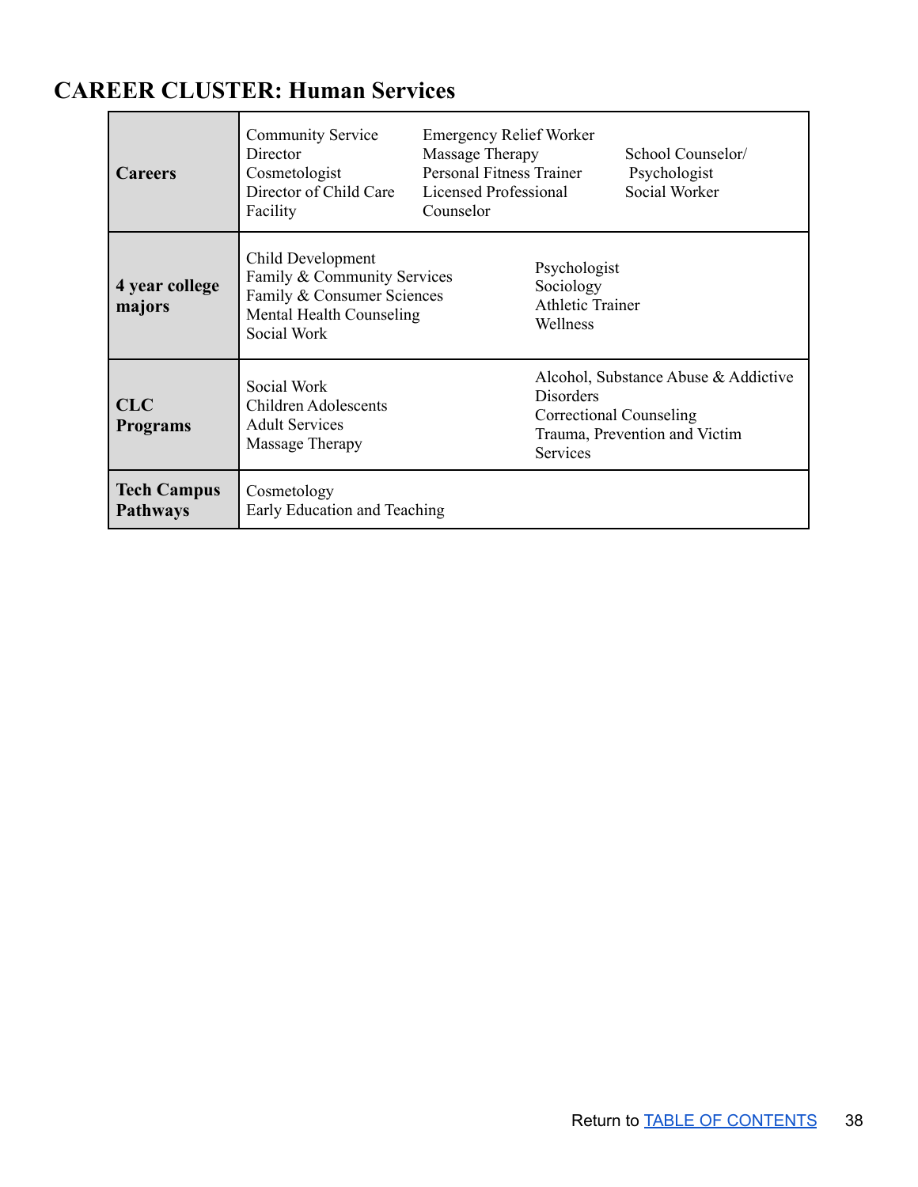## CAREER CLUSTER: Human Services

| **Careers** | Community Service Director<br>Cosmetologist<br>Director of Child Care Facility<br>Emergency Relief Worker<br>Massage Therapy<br>Personal Fitness Trainer<br>Licensed Professional Counselor<br>School Counselor/ Psychologist<br>Social Worker |
|---|---|
| **4 year college majors** | Child Development<br>Family & Community Services<br>Family & Consumer Sciences<br>Mental Health Counseling<br>Social Work<br>Psychologist<br>Sociology<br>Athletic Trainer<br>Wellness |
| **CLC Programs** | Social Work<br>Children Adolescents<br>Adult Services<br>Massage Therapy<br>Alcohol, Substance Abuse & Addictive Disorders<br>Correctional Counseling<br>Trauma, Prevention and Victim Services |
| **Tech Campus Pathways** | Cosmetology<br>Early Education and Teaching |

Return to TABLE OF CONTENTS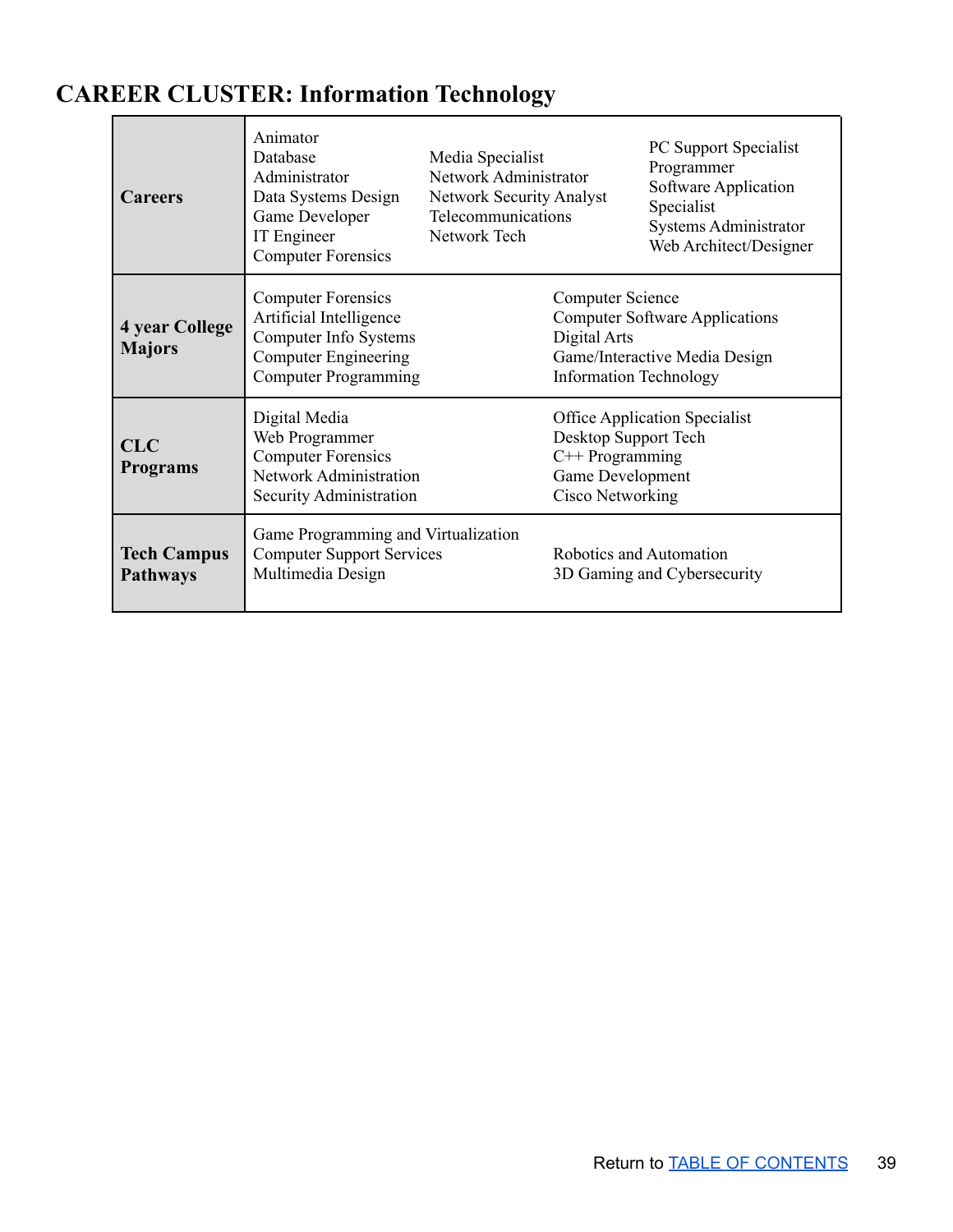# CAREER CLUSTER: Information Technology

| | | | |
|---|---|---|---|
| **Careers** | Animator<br>Database Administrator<br>Data Systems Design<br>Game Developer<br>IT Engineer<br>Computer Forensics | Media Specialist<br>Network Administrator<br>Network Security Analyst<br>Telecommunications<br>Network Tech | PC Support Specialist<br>Programmer<br>Software Application Specialist<br>Systems Administrator<br>Web Architect/Designer |
| **4 year College Majors** | Computer Forensics<br>Artificial Intelligence<br>Computer Info Systems<br>Computer Engineering<br>Computer Programming | Computer Science<br>Computer Software Applications<br>Digital Arts<br>Game/Interactive Media Design<br>Information Technology | |
| **CLC Programs** | Digital Media<br>Web Programmer<br>Computer Forensics<br>Network Administration<br>Security Administration | Office Application Specialist<br>Desktop Support Tech<br>C++ Programming<br>Game Development<br>Cisco Networking | |
| **Tech Campus Pathways** | Game Programming and Virtualization<br>Computer Support Services<br>Multimedia Design | Robotics and Automation<br>3D Gaming and Cybersecurity | |

Return to [TABLE OF CONTENTS]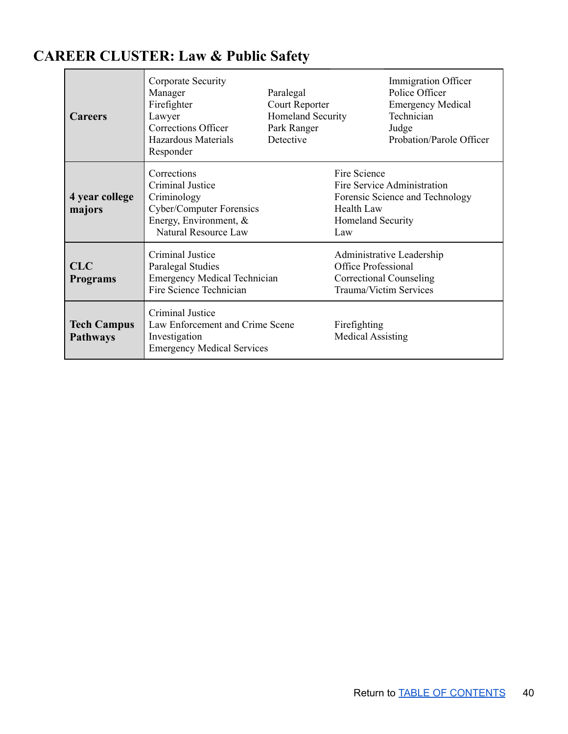## CAREER CLUSTER: Law & Public Safety

| | | | |
|---|---|---|---|
| **Careers** | Corporate Security Manager<br>Firefighter<br>Lawyer<br>Corrections Officer<br>Hazardous Materials Responder | Paralegal<br>Court Reporter<br>Homeland Security<br>Park Ranger<br>Detective | Immigration Officer<br>Police Officer<br>Emergency Medical Technician<br>Judge<br>Probation/Parole Officer |
| **4 year college majors** | Corrections<br>Criminal Justice<br>Criminology<br>Cyber/Computer Forensics<br>Energy, Environment, & Natural Resource Law | | Fire Science<br>Fire Service Administration<br>Forensic Science and Technology<br>Health Law<br>Homeland Security<br>Law |
| **CLC Programs** | Criminal Justice<br>Paralegal Studies<br>Emergency Medical Technician<br>Fire Science Technician | | Administrative Leadership<br>Office Professional<br>Correctional Counseling<br>Trauma/Victim Services |
| **Tech Campus Pathways** | Criminal Justice<br>Law Enforcement and Crime Scene Investigation<br>Emergency Medical Services | | Firefighting<br>Medical Assisting |

Return to TABLE OF CONTENTS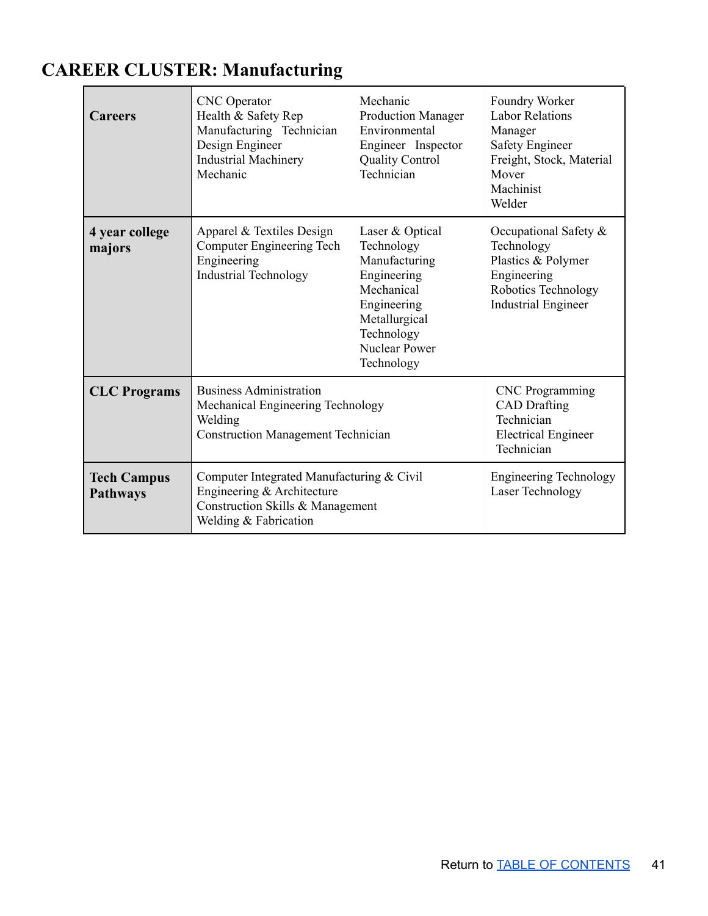## CAREER CLUSTER: Manufacturing

| | | | |
|---|---|---|---|
| **Careers** | CNC Operator<br>Health & Safety Rep<br>Manufacturing Technician<br>Design Engineer<br>Industrial Machinery Mechanic | Mechanic<br>Production Manager<br>Environmental Engineer Inspector<br>Quality Control Technician | Foundry Worker<br>Labor Relations Manager<br>Safety Engineer<br>Freight, Stock, Material Mover<br>Machinist<br>Welder |
| **4 year college majors** | Apparel & Textiles Design<br>Computer Engineering Tech<br>Engineering<br>Industrial Technology | Laser & Optical Technology<br>Manufacturing Engineering<br>Mechanical Engineering<br>Metallurgical Technology<br>Nuclear Power Technology | Occupational Safety & Technology<br>Plastics & Polymer Engineering<br>Robotics Technology<br>Industrial Engineer |
| **CLC Programs** | Business Administration<br>Mechanical Engineering Technology<br>Welding<br>Construction Management Technician | | CNC Programming<br>CAD Drafting Technician<br>Electrical Engineer Technician |
| **Tech Campus Pathways** | Computer Integrated Manufacturing & Civil Engineering & Architecture<br>Construction Skills & Management<br>Welding & Fabrication | | Engineering Technology<br>Laser Technology |

Return to TABLE OF CONTENTS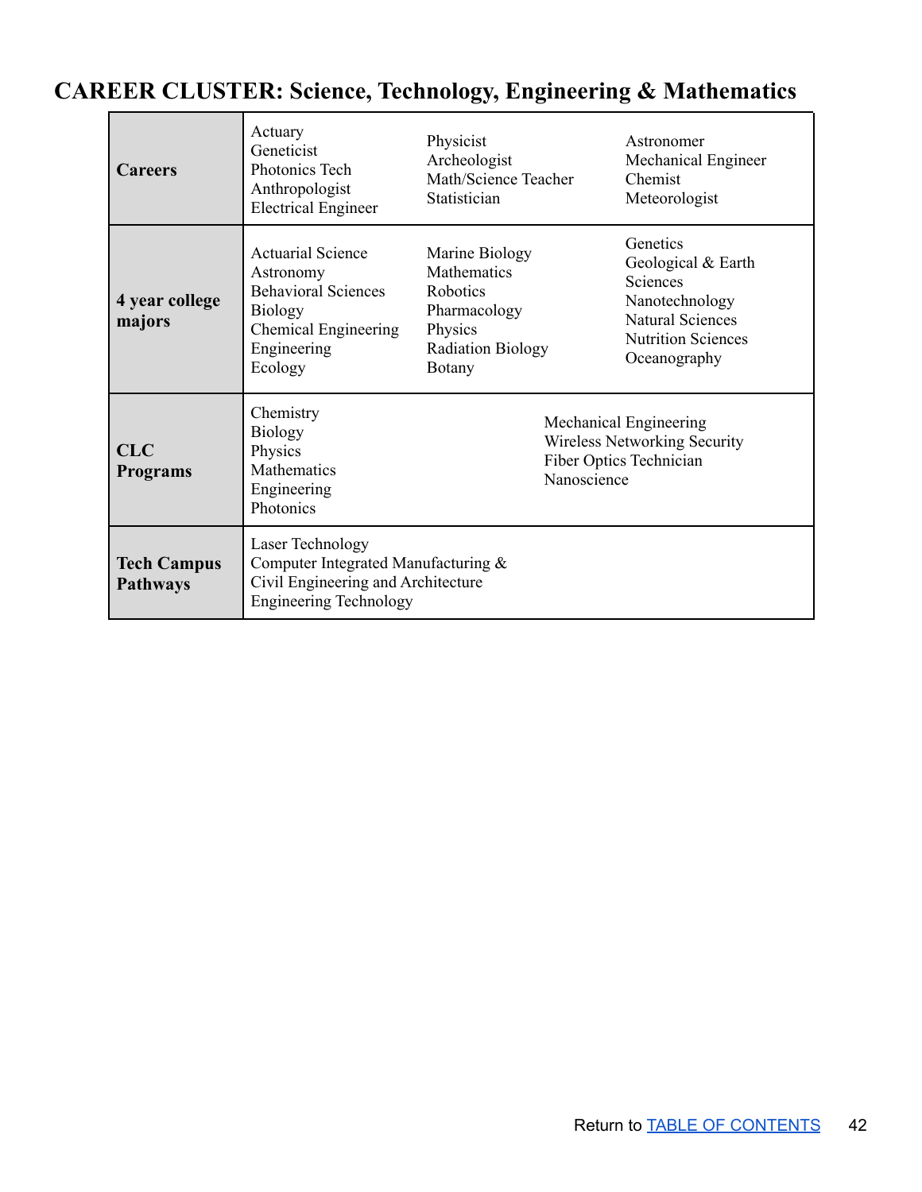# CAREER CLUSTER: Science, Technology, Engineering & Mathematics

| | | | |
|---|---|---|---|
| **Careers** | Actuary<br>Geneticist<br>Photonics Tech<br>Anthropologist<br>Electrical Engineer | Physicist<br>Archeologist<br>Math/Science Teacher<br>Statistician | Astronomer<br>Mechanical Engineer<br>Chemist<br>Meteorologist |
| **4 year college majors** | Actuarial Science<br>Astronomy<br>Behavioral Sciences<br>Biology<br>Chemical Engineering<br>Engineering<br>Ecology | Marine Biology<br>Mathematics<br>Robotics<br>Pharmacology<br>Physics<br>Radiation Biology<br>Botany | Genetics<br>Geological & Earth Sciences<br>Nanotechnology<br>Natural Sciences<br>Nutrition Sciences<br>Oceanography |
| **CLC Programs** | Chemistry<br>Biology<br>Physics<br>Mathematics<br>Engineering<br>Photonics | Mechanical Engineering<br>Wireless Networking Security<br>Fiber Optics Technician<br>Nanoscience | |
| **Tech Campus Pathways** | Laser Technology<br>Computer Integrated Manufacturing &<br>Civil Engineering and Architecture<br>Engineering Technology | | |

Return to [TABLE OF CONTENTS]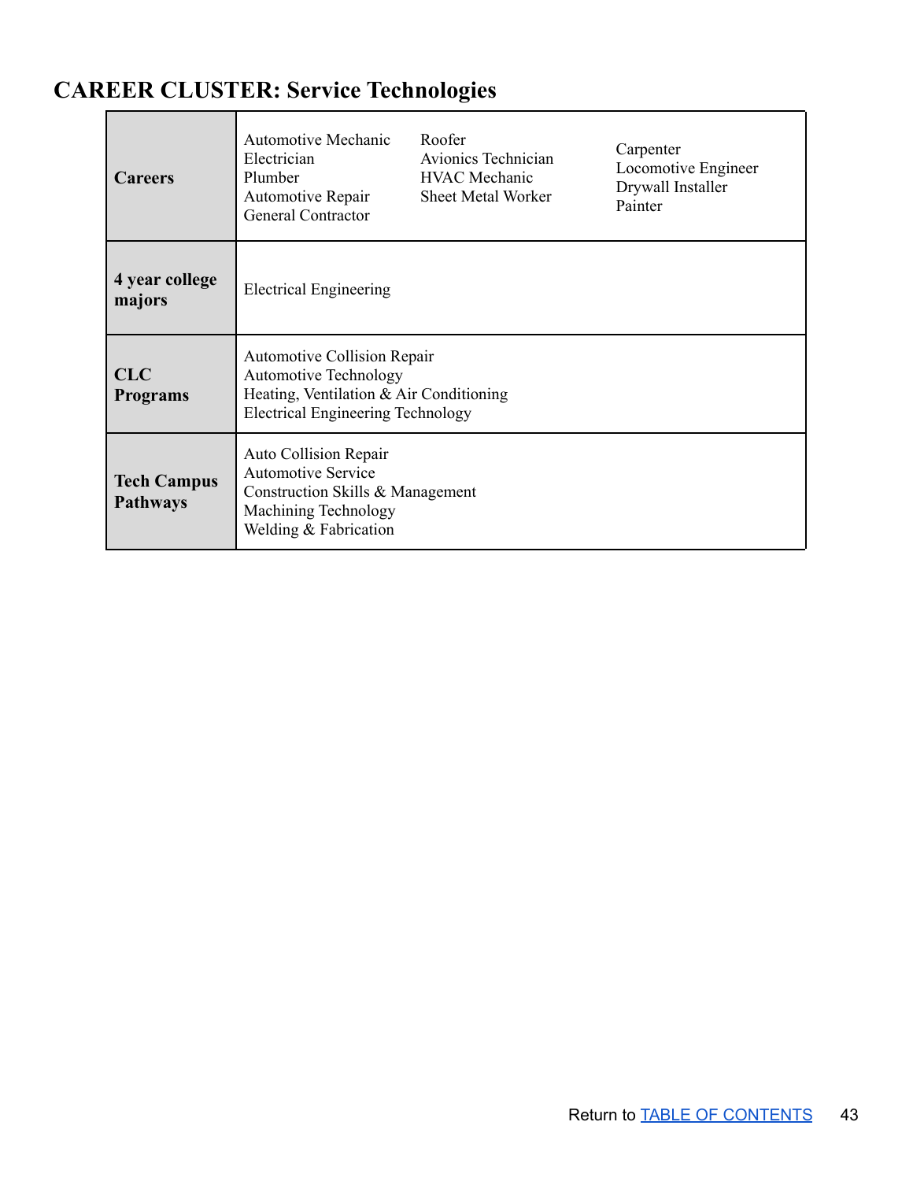## CAREER CLUSTER: Service Technologies

| | |
|---|---|
| **Careers** | Automotive Mechanic<br>Electrician<br>Plumber<br>Automotive Repair<br>General Contractor<br>Roofer<br>Avionics Technician<br>HVAC Mechanic<br>Sheet Metal Worker<br>Carpenter<br>Locomotive Engineer<br>Drywall Installer<br>Painter |
| **4 year college majors** | Electrical Engineering |
| **CLC Programs** | Automotive Collision Repair<br>Automotive Technology<br>Heating, Ventilation & Air Conditioning<br>Electrical Engineering Technology |
| **Tech Campus Pathways** | Auto Collision Repair<br>Automotive Service<br>Construction Skills & Management<br>Machining Technology<br>Welding & Fabrication |

Return to TABLE OF CONTENTS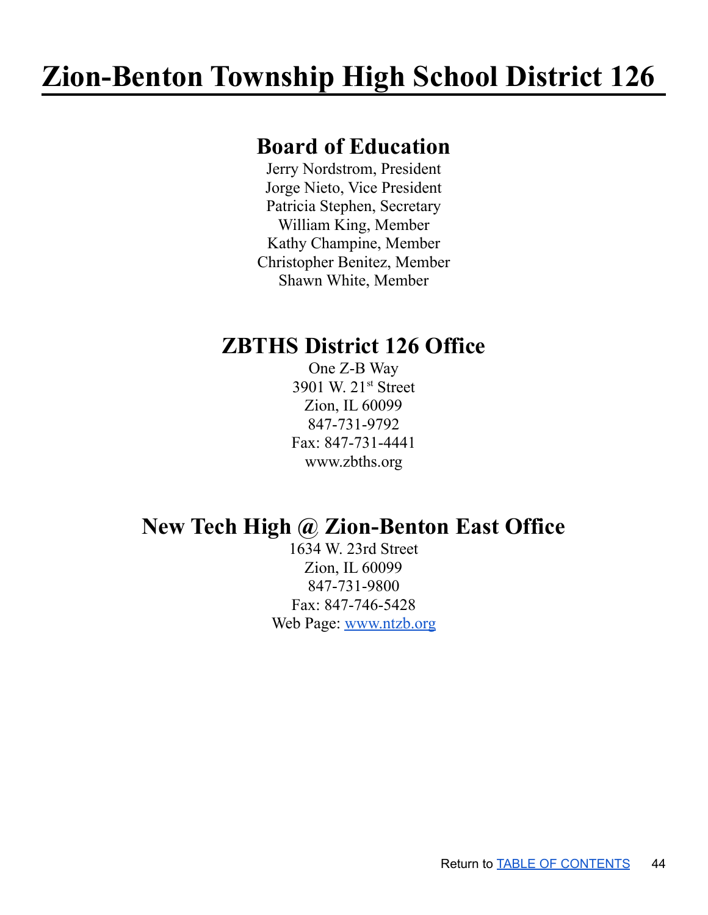# Zion-Benton Township High School District 126

## Board of Education

Jerry Nordstrom, President
Jorge Nieto, Vice President
Patricia Stephen, Secretary
William King, Member
Kathy Champine, Member
Christopher Benitez, Member
Shawn White, Member

## ZBTHS District 126 Office

One Z-B Way
3901 W. 21st Street
Zion, IL 60099
847-731-9792
Fax: 847-731-4441
www.zbths.org

## New Tech High @ Zion-Benton East Office

1634 W. 23rd Street
Zion, IL 60099
847-731-9800
Fax: 847-746-5428
Web Page: www.ntzb.org

Return to TABLE OF CONTENTS